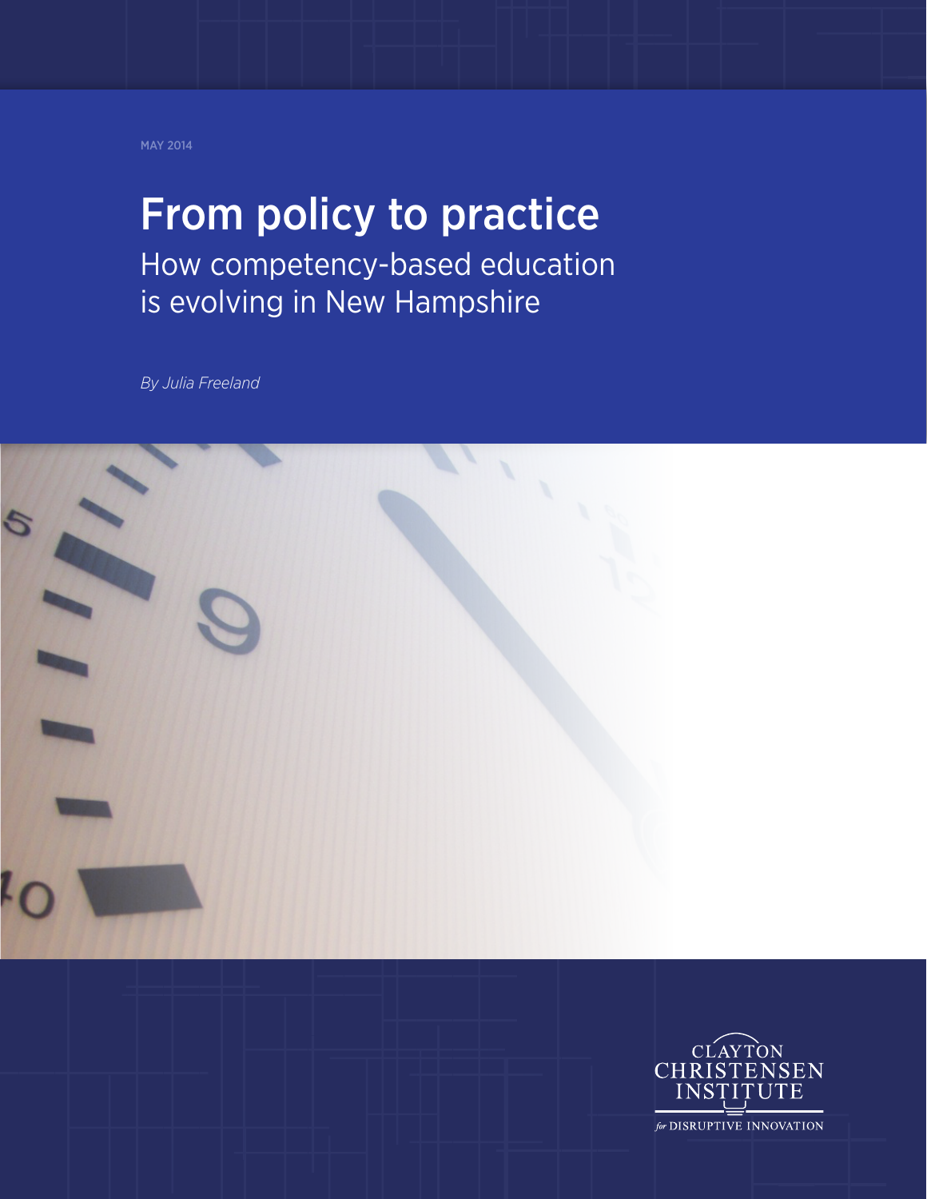MAY 2014

# From policy to practice

## How competency-based education is evolving in New Hampshire

*By Julia Freeland*

CLAYTON CHRISTENSEN INSTITUTE *for* DISRUPTIVE INNOVATION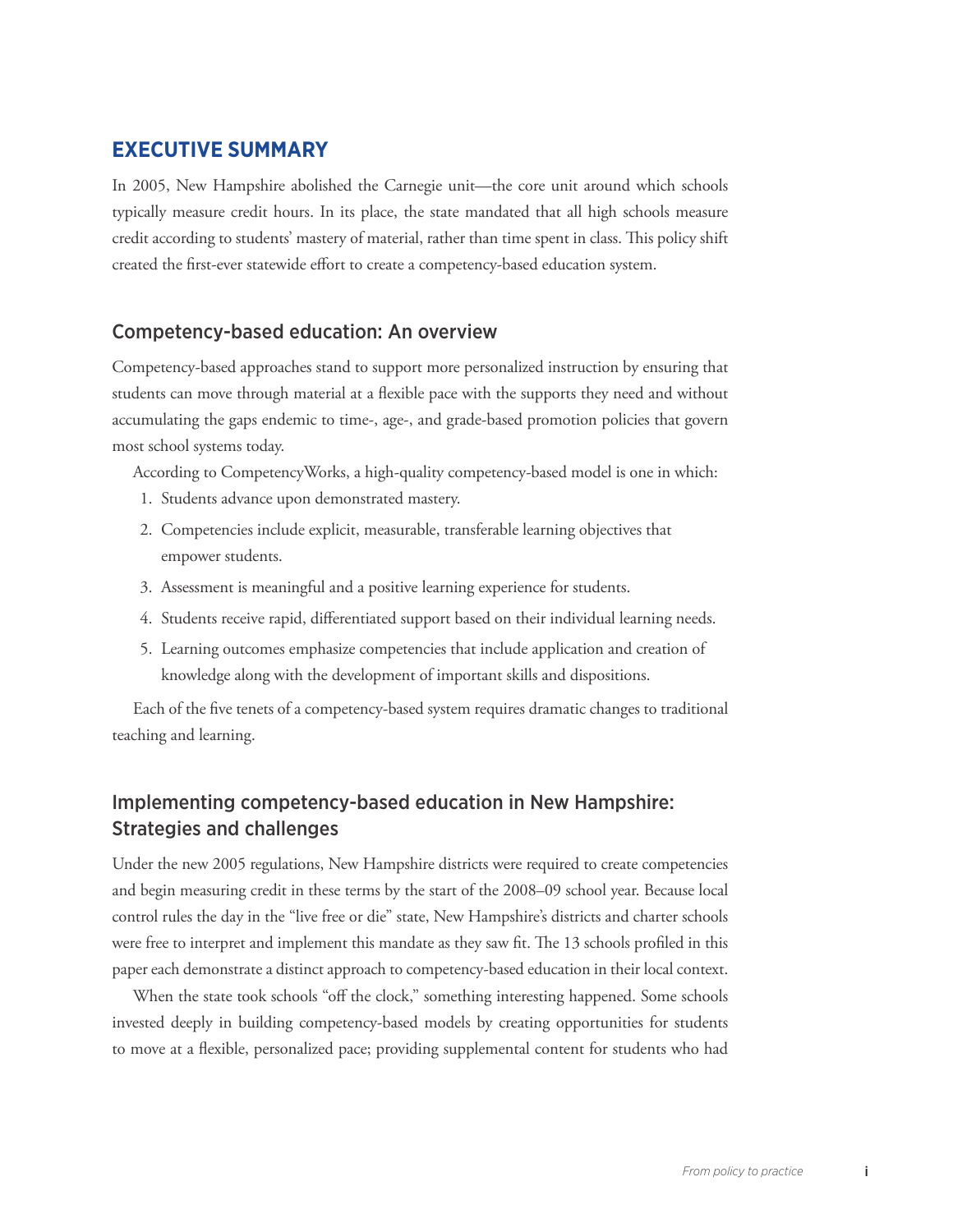## EXECUTIVE SUMMARY

In 2005, New Hampshire abolished the Carnegie unit—the core unit around which schools typically measure credit hours. In its place, the state mandated that all high schools measure credit according to students' mastery of material, rather than time spent in class. This policy shift created the first-ever statewide effort to create a competency-based education system.

### Competency-based education: An overview

Competency-based approaches stand to support more personalized instruction by ensuring that students can move through material at a flexible pace with the supports they need and without accumulating the gaps endemic to time-, age-, and grade-based promotion policies that govern most school systems today.

According to CompetencyWorks, a high-quality competency-based model is one in which:

1. Students advance upon demonstrated mastery.
2. Competencies include explicit, measurable, transferable learning objectives that empower students.
3. Assessment is meaningful and a positive learning experience for students.
4. Students receive rapid, differentiated support based on their individual learning needs.
5. Learning outcomes emphasize competencies that include application and creation of knowledge along with the development of important skills and dispositions.

Each of the five tenets of a competency-based system requires dramatic changes to traditional teaching and learning.

### Implementing competency-based education in New Hampshire: Strategies and challenges

Under the new 2005 regulations, New Hampshire districts were required to create competencies and begin measuring credit in these terms by the start of the 2008–09 school year. Because local control rules the day in the "live free or die" state, New Hampshire's districts and charter schools were free to interpret and implement this mandate as they saw fit. The 13 schools profiled in this paper each demonstrate a distinct approach to competency-based education in their local context.

When the state took schools "off the clock," something interesting happened. Some schools invested deeply in building competency-based models by creating opportunities for students to move at a flexible, personalized pace; providing supplemental content for students who had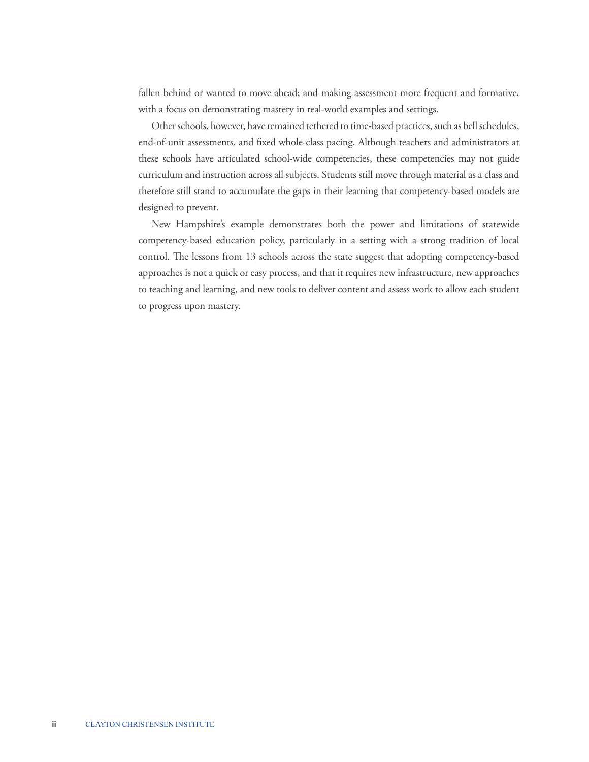fallen behind or wanted to move ahead; and making assessment more frequent and formative, with a focus on demonstrating mastery in real-world examples and settings.

Other schools, however, have remained tethered to time-based practices, such as bell schedules, end-of-unit assessments, and fixed whole-class pacing. Although teachers and administrators at these schools have articulated school-wide competencies, these competencies may not guide curriculum and instruction across all subjects. Students still move through material as a class and therefore still stand to accumulate the gaps in their learning that competency-based models are designed to prevent.

New Hampshire's example demonstrates both the power and limitations of statewide competency-based education policy, particularly in a setting with a strong tradition of local control. The lessons from 13 schools across the state suggest that adopting competency-based approaches is not a quick or easy process, and that it requires new infrastructure, new approaches to teaching and learning, and new tools to deliver content and assess work to allow each student to progress upon mastery.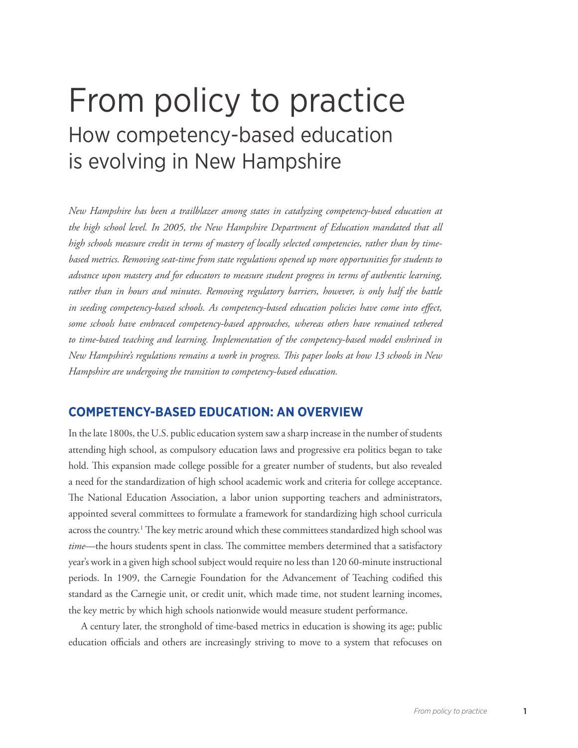# From policy to practice

## How competency-based education is evolving in New Hampshire

*New Hampshire has been a trailblazer among states in catalyzing competency-based education at the high school level. In 2005, the New Hampshire Department of Education mandated that all high schools measure credit in terms of mastery of locally selected competencies, rather than by time-based metrics. Removing seat-time from state regulations opened up more opportunities for students to advance upon mastery and for educators to measure student progress in terms of authentic learning, rather than in hours and minutes. Removing regulatory barriers, however, is only half the battle in seeding competency-based schools. As competency-based education policies have come into effect, some schools have embraced competency-based approaches, whereas others have remained tethered to time-based teaching and learning. Implementation of the competency-based model enshrined in New Hampshire's regulations remains a work in progress. This paper looks at how 13 schools in New Hampshire are undergoing the transition to competency-based education.*

### COMPETENCY-BASED EDUCATION: AN OVERVIEW

In the late 1800s, the U.S. public education system saw a sharp increase in the number of students attending high school, as compulsory education laws and progressive era politics began to take hold. This expansion made college possible for a greater number of students, but also revealed a need for the standardization of high school academic work and criteria for college acceptance. The National Education Association, a labor union supporting teachers and administrators, appointed several committees to formulate a framework for standardizing high school curricula across the country.[1] The key metric around which these committees standardized high school was *time*—the hours students spent in class. The committee members determined that a satisfactory year's work in a given high school subject would require no less than 120 60-minute instructional periods. In 1909, the Carnegie Foundation for the Advancement of Teaching codified this standard as the Carnegie unit, or credit unit, which made time, not student learning incomes, the key metric by which high schools nationwide would measure student performance.

A century later, the stronghold of time-based metrics in education is showing its age; public education officials and others are increasingly striving to move to a system that refocuses on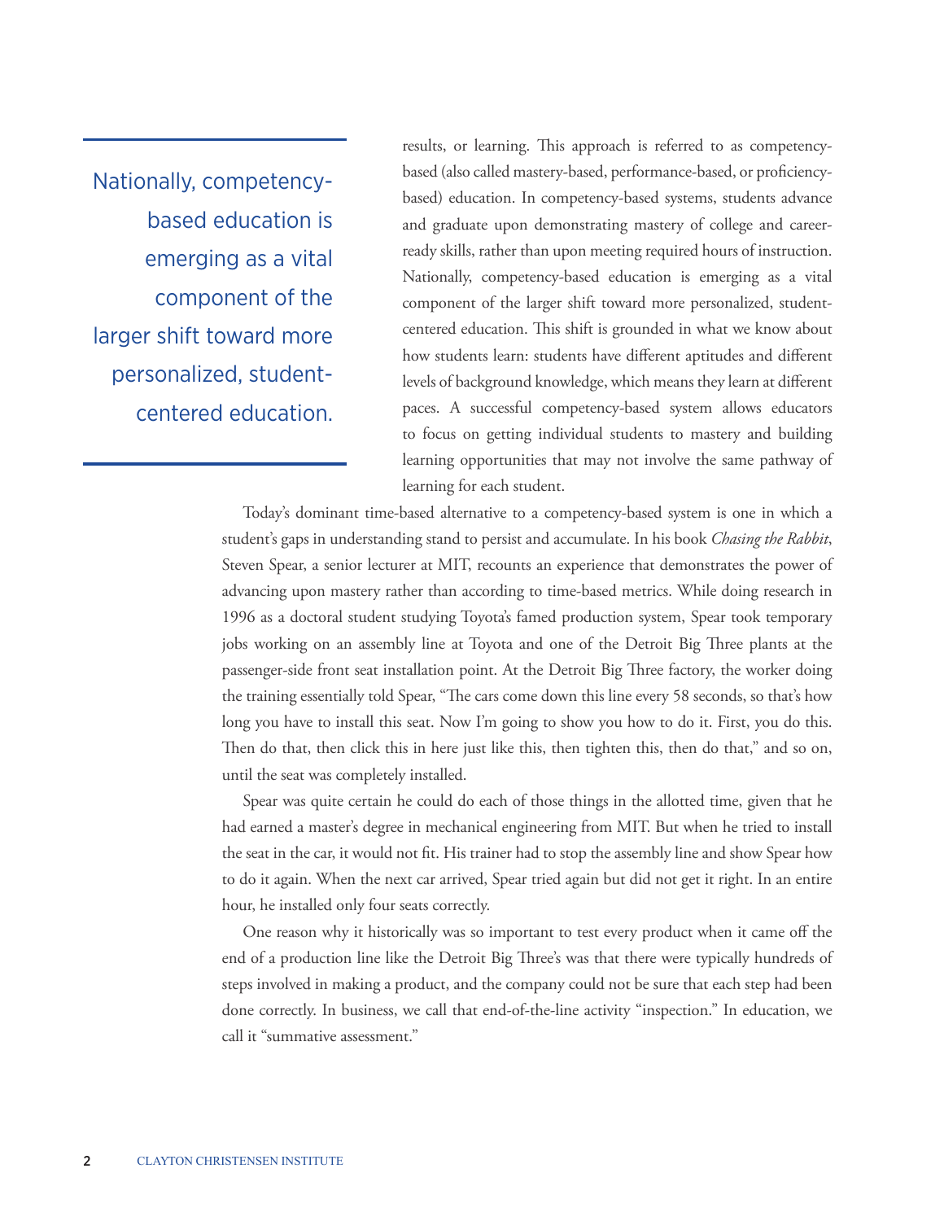> Nationally, competency-based education is emerging as a vital component of the larger shift toward more personalized, student-centered education.

results, or learning. This approach is referred to as competency-based (also called mastery-based, performance-based, or proficiency-based) education. In competency-based systems, students advance and graduate upon demonstrating mastery of college and career-ready skills, rather than upon meeting required hours of instruction. Nationally, competency-based education is emerging as a vital component of the larger shift toward more personalized, student-centered education. This shift is grounded in what we know about how students learn: students have different aptitudes and different levels of background knowledge, which means they learn at different paces. A successful competency-based system allows educators to focus on getting individual students to mastery and building learning opportunities that may not involve the same pathway of learning for each student.

Today's dominant time-based alternative to a competency-based system is one in which a student's gaps in understanding stand to persist and accumulate. In his book *Chasing the Rabbit*, Steven Spear, a senior lecturer at MIT, recounts an experience that demonstrates the power of advancing upon mastery rather than according to time-based metrics. While doing research in 1996 as a doctoral student studying Toyota's famed production system, Spear took temporary jobs working on an assembly line at Toyota and one of the Detroit Big Three plants at the passenger-side front seat installation point. At the Detroit Big Three factory, the worker doing the training essentially told Spear, "The cars come down this line every 58 seconds, so that's how long you have to install this seat. Now I'm going to show you how to do it. First, you do this. Then do that, then click this in here just like this, then tighten this, then do that," and so on, until the seat was completely installed.

Spear was quite certain he could do each of those things in the allotted time, given that he had earned a master's degree in mechanical engineering from MIT. But when he tried to install the seat in the car, it would not fit. His trainer had to stop the assembly line and show Spear how to do it again. When the next car arrived, Spear tried again but did not get it right. In an entire hour, he installed only four seats correctly.

One reason why it historically was so important to test every product when it came off the end of a production line like the Detroit Big Three's was that there were typically hundreds of steps involved in making a product, and the company could not be sure that each step had been done correctly. In business, we call that end-of-the-line activity "inspection." In education, we call it "summative assessment."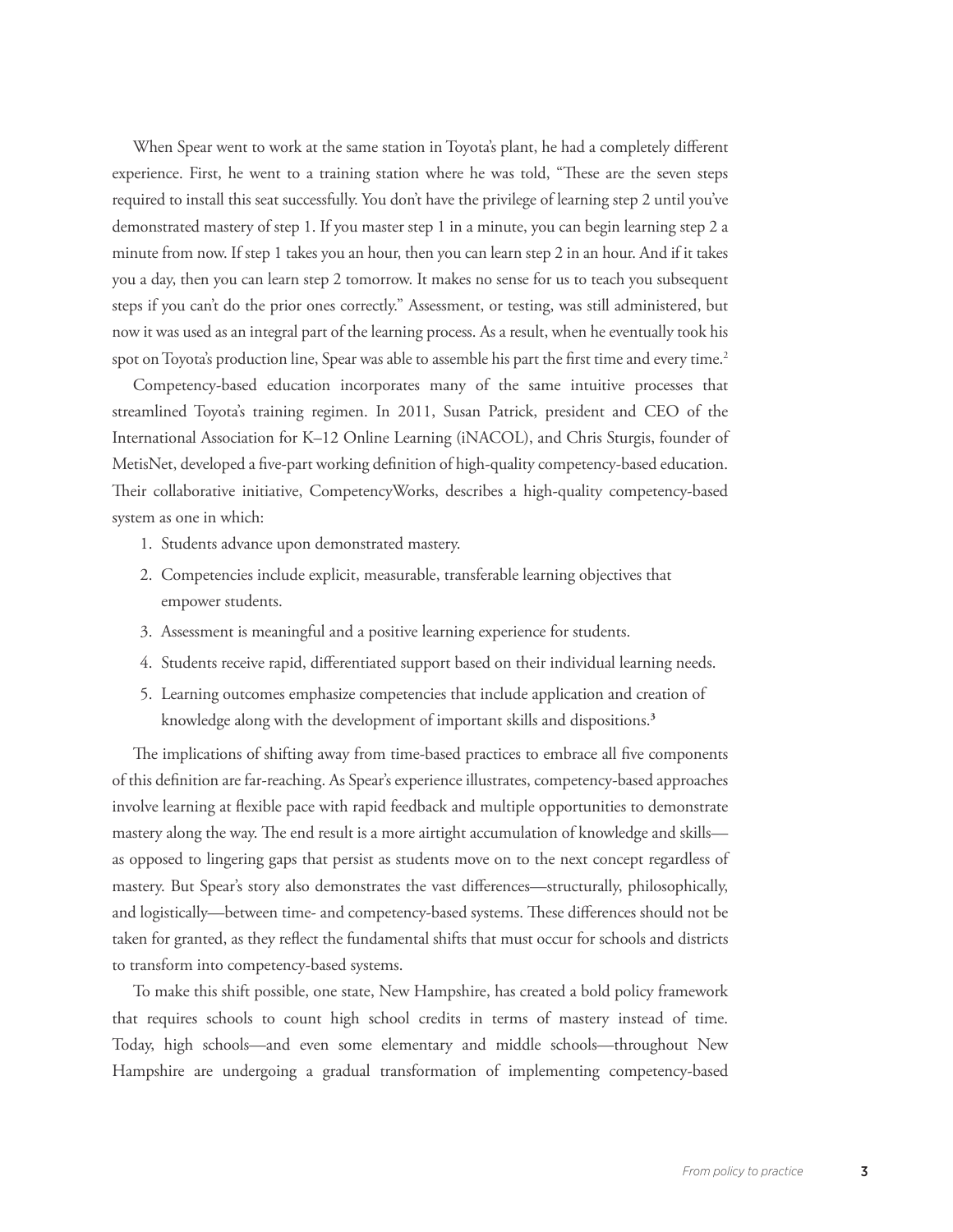When Spear went to work at the same station in Toyota's plant, he had a completely different experience. First, he went to a training station where he was told, "These are the seven steps required to install this seat successfully. You don't have the privilege of learning step 2 until you've demonstrated mastery of step 1. If you master step 1 in a minute, you can begin learning step 2 a minute from now. If step 1 takes you an hour, then you can learn step 2 in an hour. And if it takes you a day, then you can learn step 2 tomorrow. It makes no sense for us to teach you subsequent steps if you can't do the prior ones correctly." Assessment, or testing, was still administered, but now it was used as an integral part of the learning process. As a result, when he eventually took his spot on Toyota's production line, Spear was able to assemble his part the first time and every time.[2]

Competency-based education incorporates many of the same intuitive processes that streamlined Toyota's training regimen. In 2011, Susan Patrick, president and CEO of the International Association for K–12 Online Learning (iNACOL), and Chris Sturgis, founder of MetisNet, developed a five-part working definition of high-quality competency-based education. Their collaborative initiative, CompetencyWorks, describes a high-quality competency-based system as one in which:

1. Students advance upon demonstrated mastery.
2. Competencies include explicit, measurable, transferable learning objectives that empower students.
3. Assessment is meaningful and a positive learning experience for students.
4. Students receive rapid, differentiated support based on their individual learning needs.
5. Learning outcomes emphasize competencies that include application and creation of knowledge along with the development of important skills and dispositions.[3]

The implications of shifting away from time-based practices to embrace all five components of this definition are far-reaching. As Spear's experience illustrates, competency-based approaches involve learning at flexible pace with rapid feedback and multiple opportunities to demonstrate mastery along the way. The end result is a more airtight accumulation of knowledge and skills—as opposed to lingering gaps that persist as students move on to the next concept regardless of mastery. But Spear's story also demonstrates the vast differences—structurally, philosophically, and logistically—between time- and competency-based systems. These differences should not be taken for granted, as they reflect the fundamental shifts that must occur for schools and districts to transform into competency-based systems.

To make this shift possible, one state, New Hampshire, has created a bold policy framework that requires schools to count high school credits in terms of mastery instead of time. Today, high schools—and even some elementary and middle schools—throughout New Hampshire are undergoing a gradual transformation of implementing competency-based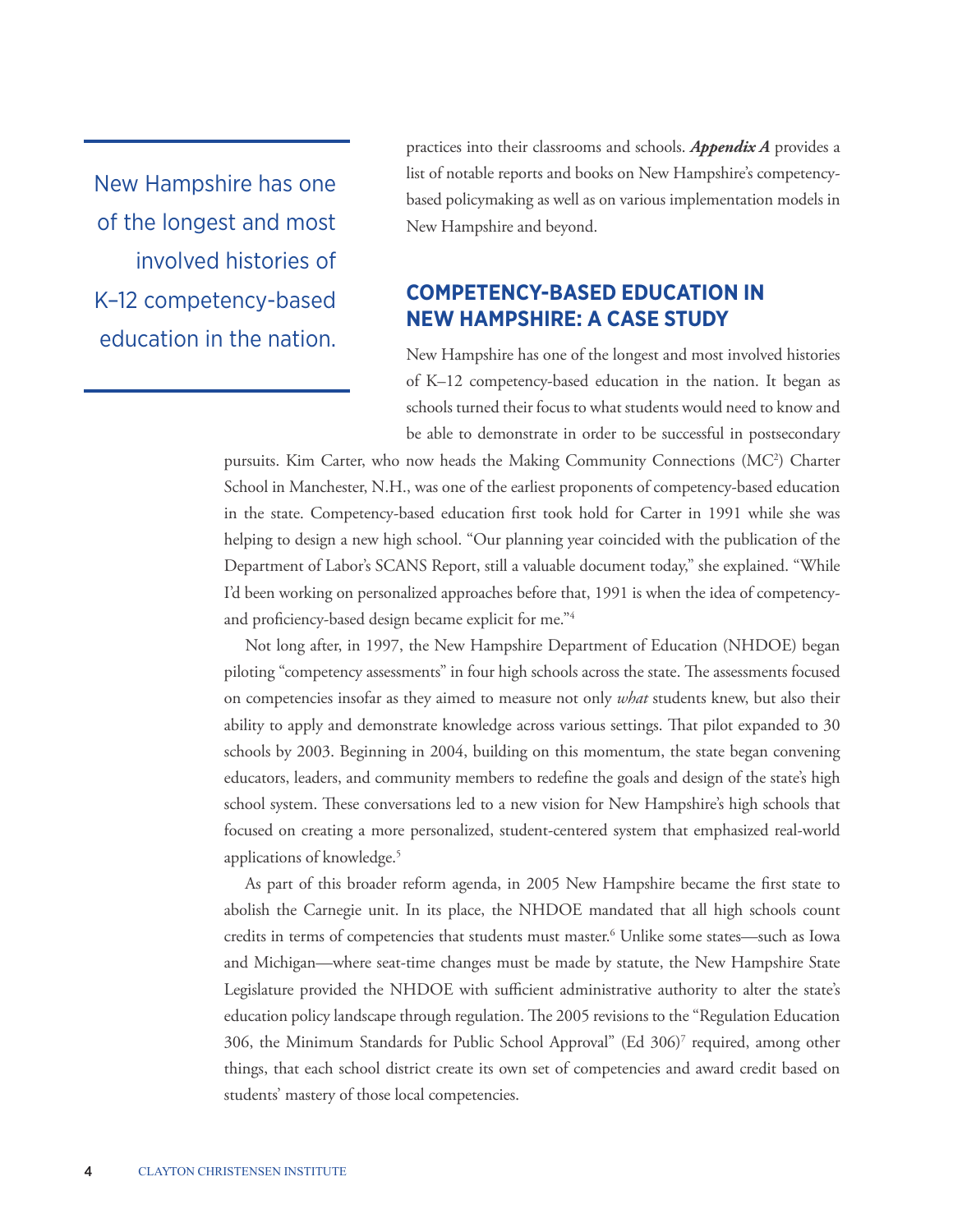> New Hampshire has one of the longest and most involved histories of K–12 competency-based education in the nation.

practices into their classrooms and schools. ***Appendix A*** provides a list of notable reports and books on New Hampshire's competency-based policymaking as well as on various implementation models in New Hampshire and beyond.

## COMPETENCY-BASED EDUCATION IN NEW HAMPSHIRE: A CASE STUDY

New Hampshire has one of the longest and most involved histories of K–12 competency-based education in the nation. It began as schools turned their focus to what students would need to know and be able to demonstrate in order to be successful in postsecondary pursuits. Kim Carter, who now heads the Making Community Connections (MC$^2$) Charter School in Manchester, N.H., was one of the earliest proponents of competency-based education in the state. Competency-based education first took hold for Carter in 1991 while she was helping to design a new high school. "Our planning year coincided with the publication of the Department of Labor's SCANS Report, still a valuable document today," she explained. "While I'd been working on personalized approaches before that, 1991 is when the idea of competency- and proficiency-based design became explicit for me."[4]

Not long after, in 1997, the New Hampshire Department of Education (NHDOE) began piloting "competency assessments" in four high schools across the state. The assessments focused on competencies insofar as they aimed to measure not only *what* students knew, but also their ability to apply and demonstrate knowledge across various settings. That pilot expanded to 30 schools by 2003. Beginning in 2004, building on this momentum, the state began convening educators, leaders, and community members to redefine the goals and design of the state's high school system. These conversations led to a new vision for New Hampshire's high schools that focused on creating a more personalized, student-centered system that emphasized real-world applications of knowledge.[5]

As part of this broader reform agenda, in 2005 New Hampshire became the first state to abolish the Carnegie unit. In its place, the NHDOE mandated that all high schools count credits in terms of competencies that students must master.[6] Unlike some states—such as Iowa and Michigan—where seat-time changes must be made by statute, the New Hampshire State Legislature provided the NHDOE with sufficient administrative authority to alter the state's education policy landscape through regulation. The 2005 revisions to the "Regulation Education 306, the Minimum Standards for Public School Approval" (Ed 306)[7] required, among other things, that each school district create its own set of competencies and award credit based on students' mastery of those local competencies.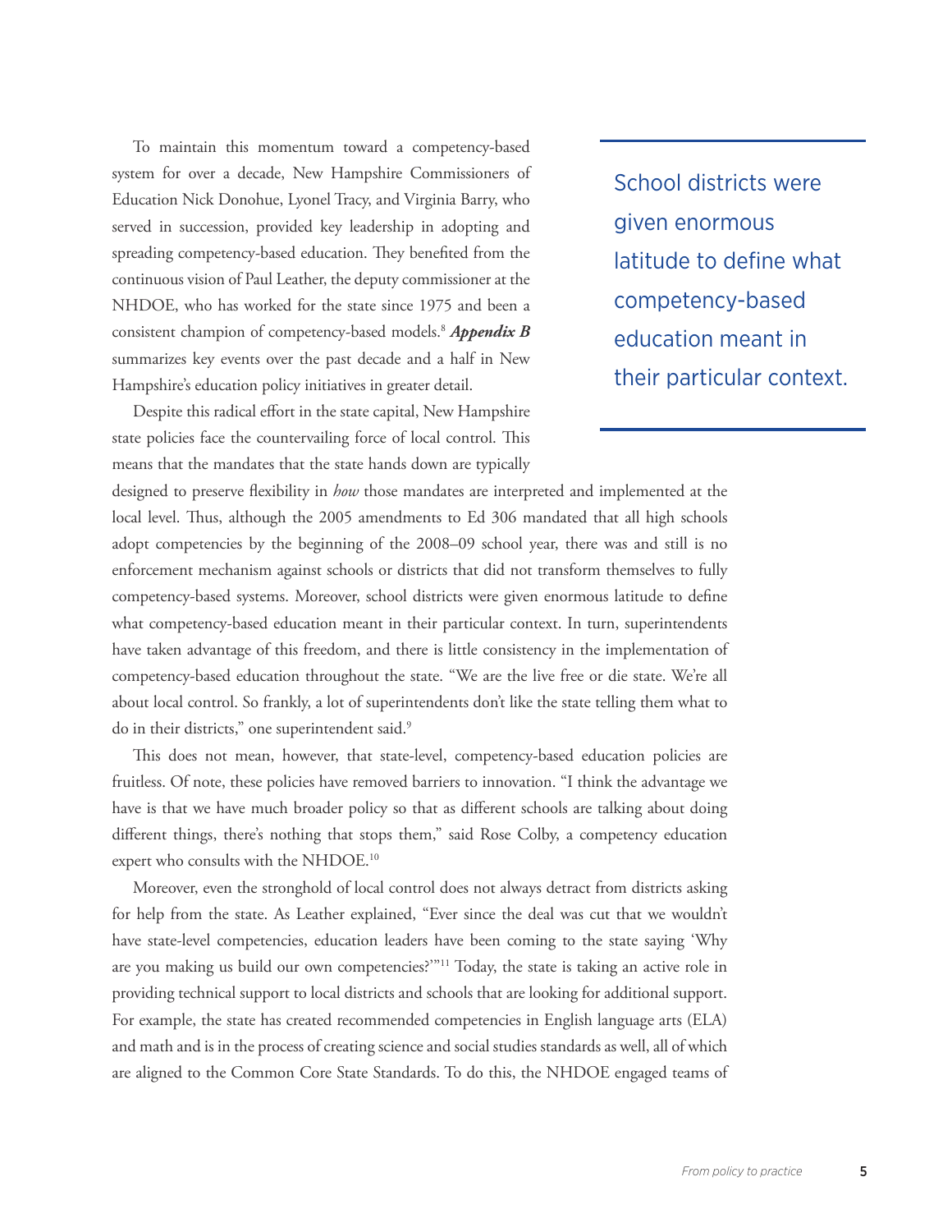To maintain this momentum toward a competency-based system for over a decade, New Hampshire Commissioners of Education Nick Donohue, Lyonel Tracy, and Virginia Barry, who served in succession, provided key leadership in adopting and spreading competency-based education. They benefited from the continuous vision of Paul Leather, the deputy commissioner at the NHDOE, who has worked for the state since 1975 and been a consistent champion of competency-based models.[8] ***Appendix B*** summarizes key events over the past decade and a half in New Hampshire's education policy initiatives in greater detail.

> School districts were given enormous latitude to define what competency-based education meant in their particular context.

Despite this radical effort in the state capital, New Hampshire state policies face the countervailing force of local control. This means that the mandates that the state hands down are typically designed to preserve flexibility in *how* those mandates are interpreted and implemented at the local level. Thus, although the 2005 amendments to Ed 306 mandated that all high schools adopt competencies by the beginning of the 2008–09 school year, there was and still is no enforcement mechanism against schools or districts that did not transform themselves to fully competency-based systems. Moreover, school districts were given enormous latitude to define what competency-based education meant in their particular context. In turn, superintendents have taken advantage of this freedom, and there is little consistency in the implementation of competency-based education throughout the state. "We are the live free or die state. We're all about local control. So frankly, a lot of superintendents don't like the state telling them what to do in their districts," one superintendent said.[9]

This does not mean, however, that state-level, competency-based education policies are fruitless. Of note, these policies have removed barriers to innovation. "I think the advantage we have is that we have much broader policy so that as different schools are talking about doing different things, there's nothing that stops them," said Rose Colby, a competency education expert who consults with the NHDOE.[10]

Moreover, even the stronghold of local control does not always detract from districts asking for help from the state. As Leather explained, "Ever since the deal was cut that we wouldn't have state-level competencies, education leaders have been coming to the state saying 'Why are you making us build our own competencies?'"[11] Today, the state is taking an active role in providing technical support to local districts and schools that are looking for additional support. For example, the state has created recommended competencies in English language arts (ELA) and math and is in the process of creating science and social studies standards as well, all of which are aligned to the Common Core State Standards. To do this, the NHDOE engaged teams of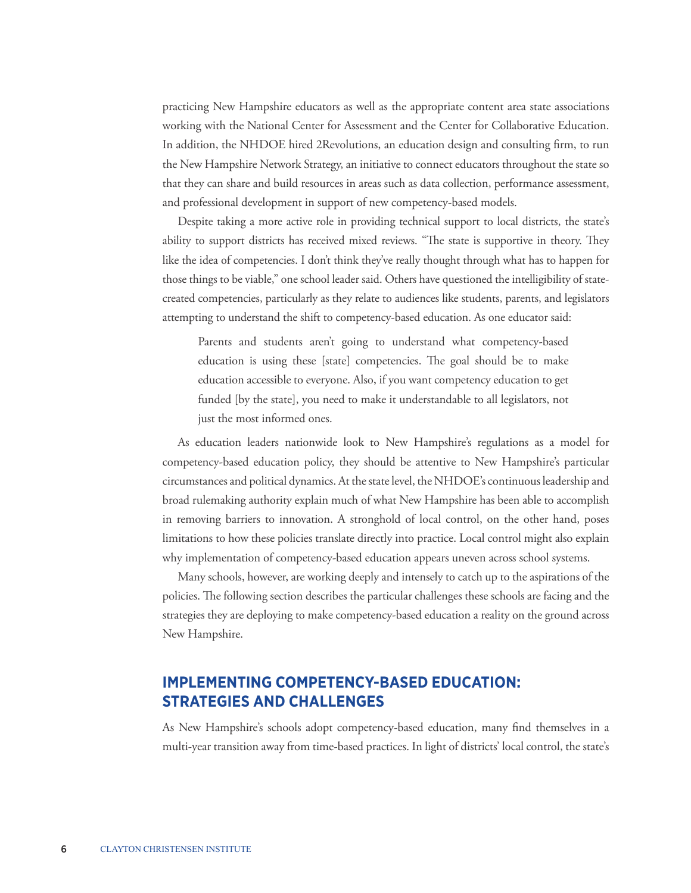practicing New Hampshire educators as well as the appropriate content area state associations working with the National Center for Assessment and the Center for Collaborative Education. In addition, the NHDOE hired 2Revolutions, an education design and consulting firm, to run the New Hampshire Network Strategy, an initiative to connect educators throughout the state so that they can share and build resources in areas such as data collection, performance assessment, and professional development in support of new competency-based models.

Despite taking a more active role in providing technical support to local districts, the state's ability to support districts has received mixed reviews. "The state is supportive in theory. They like the idea of competencies. I don't think they've really thought through what has to happen for those things to be viable," one school leader said. Others have questioned the intelligibility of state-created competencies, particularly as they relate to audiences like students, parents, and legislators attempting to understand the shift to competency-based education. As one educator said:

> Parents and students aren't going to understand what competency-based education is using these [state] competencies. The goal should be to make education accessible to everyone. Also, if you want competency education to get funded [by the state], you need to make it understandable to all legislators, not just the most informed ones.

As education leaders nationwide look to New Hampshire's regulations as a model for competency-based education policy, they should be attentive to New Hampshire's particular circumstances and political dynamics. At the state level, the NHDOE's continuous leadership and broad rulemaking authority explain much of what New Hampshire has been able to accomplish in removing barriers to innovation. A stronghold of local control, on the other hand, poses limitations to how these policies translate directly into practice. Local control might also explain why implementation of competency-based education appears uneven across school systems.

Many schools, however, are working deeply and intensely to catch up to the aspirations of the policies. The following section describes the particular challenges these schools are facing and the strategies they are deploying to make competency-based education a reality on the ground across New Hampshire.

## IMPLEMENTING COMPETENCY-BASED EDUCATION: STRATEGIES AND CHALLENGES

As New Hampshire's schools adopt competency-based education, many find themselves in a multi-year transition away from time-based practices. In light of districts' local control, the state's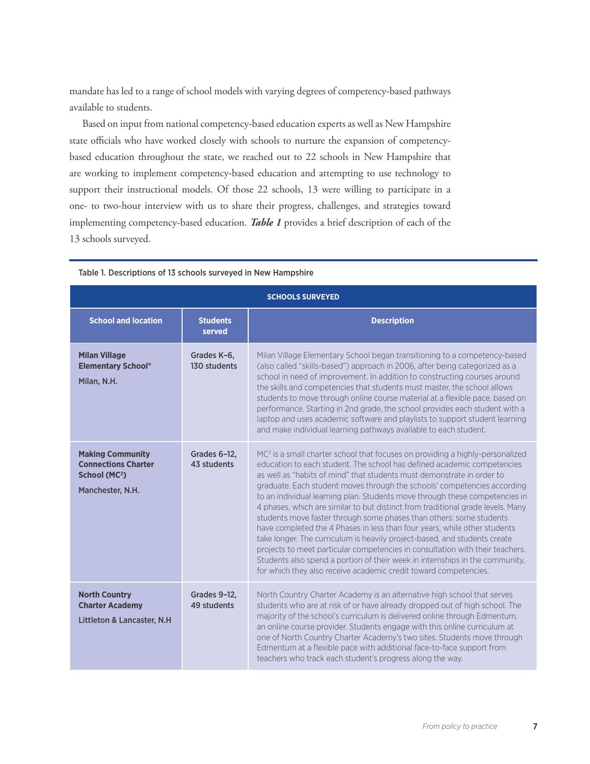mandate has led to a range of school models with varying degrees of competency-based pathways available to students.

Based on input from national competency-based education experts as well as New Hampshire state officials who have worked closely with schools to nurture the expansion of competency-based education throughout the state, we reached out to 22 schools in New Hampshire that are working to implement competency-based education and attempting to use technology to support their instructional models. Of those 22 schools, 13 were willing to participate in a one- to two-hour interview with us to share their progress, challenges, and strategies toward implementing competency-based education. ***Table 1*** provides a brief description of each of the 13 schools surveyed.

Table 1. Descriptions of 13 schools surveyed in New Hampshire

| SCHOOLS SURVEYED | | |
|---|---|---|
| **School and location** | **Students served** | **Description** |
| **Milan Village Elementary School*** Milan, N.H. | Grades K–6, 130 students | Milan Village Elementary School began transitioning to a competency-based (also called "skills-based") approach in 2006, after being categorized as a school in need of improvement. In addition to constructing courses around the skills and competencies that students must master, the school allows students to move through online course material at a flexible pace, based on performance. Starting in 2nd grade, the school provides each student with a laptop and uses academic software and playlists to support student learning and make individual learning pathways available to each student. |
| **Making Community Connections Charter School (MC²)** Manchester, N.H. | Grades 6–12, 43 students | MC² is a small charter school that focuses on providing a highly-personalized education to each student. The school has defined academic competencies as well as "habits of mind" that students must demonstrate in order to graduate. Each student moves through the schools' competencies according to an individual learning plan. Students move through these competencies in 4 phases, which are similar to but distinct from traditional grade levels. Many students move faster through some phases than others: some students have completed the 4 Phases in less than four years, while other students take longer. The curriculum is heavily project-based, and students create projects to meet particular competencies in consultation with their teachers. Students also spend a portion of their week in internships in the community, for which they also receive academic credit toward competencies. |
| **North Country Charter Academy** Littleton & Lancaster, N.H | Grades 9–12, 49 students | North Country Charter Academy is an alternative high school that serves students who are at risk of or have already dropped out of high school. The majority of the school's curriculum is delivered online through Edmentum, an online course provider. Students engage with this online curriculum at one of North Country Charter Academy's two sites. Students move through Edmentum at a flexible pace with additional face-to-face support from teachers who track each student's progress along the way. |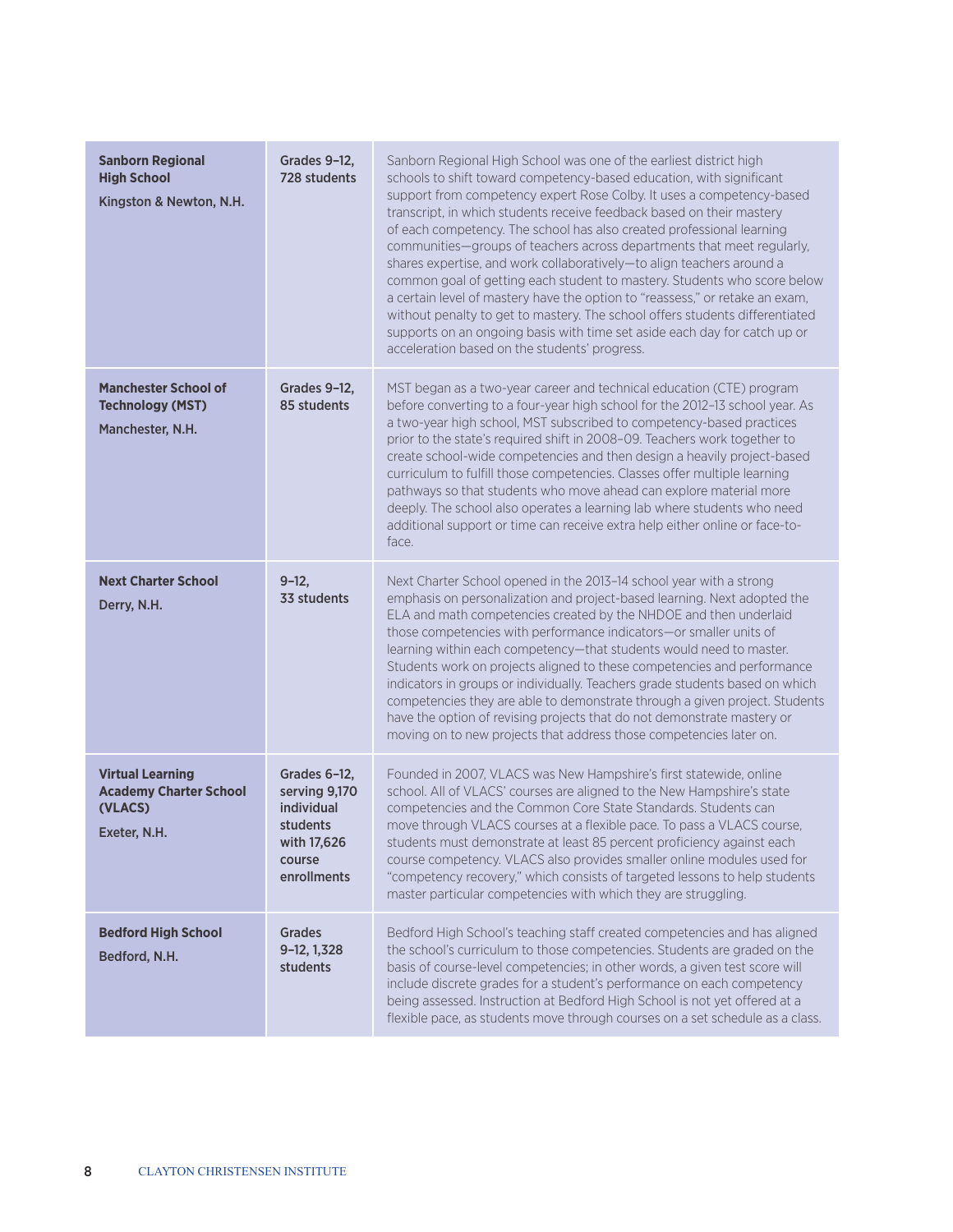| | | |
|---|---|---|
| **Sanborn Regional High School**<br>Kingston & Newton, N.H. | Grades 9–12, 728 students | Sanborn Regional High School was one of the earliest district high schools to shift toward competency-based education, with significant support from competency expert Rose Colby. It uses a competency-based transcript, in which students receive feedback based on their mastery of each competency. The school has also created professional learning communities—groups of teachers across departments that meet regularly, shares expertise, and work collaboratively—to align teachers around a common goal of getting each student to mastery. Students who score below a certain level of mastery have the option to "reassess," or retake an exam, without penalty to get to mastery. The school offers students differentiated supports on an ongoing basis with time set aside each day for catch up or acceleration based on the students' progress. |
| **Manchester School of Technology (MST)**<br>Manchester, N.H. | Grades 9–12, 85 students | MST began as a two-year career and technical education (CTE) program before converting to a four-year high school for the 2012–13 school year. As a two-year high school, MST subscribed to competency-based practices prior to the state's required shift in 2008–09. Teachers work together to create school-wide competencies and then design a heavily project-based curriculum to fulfill those competencies. Classes offer multiple learning pathways so that students who move ahead can explore material more deeply. The school also operates a learning lab where students who need additional support or time can receive extra help either online or face-to-face. |
| **Next Charter School**<br>Derry, N.H. | 9–12, 33 students | Next Charter School opened in the 2013–14 school year with a strong emphasis on personalization and project-based learning. Next adopted the ELA and math competencies created by the NHDOE and then underlaid those competencies with performance indicators—or smaller units of learning within each competency—that students would need to master. Students work on projects aligned to these competencies and performance indicators in groups or individually. Teachers grade students based on which competencies they are able to demonstrate through a given project. Students have the option of revising projects that do not demonstrate mastery or moving on to new projects that address those competencies later on. |
| **Virtual Learning Academy Charter School (VLACS)**<br>Exeter, N.H. | Grades 6–12, serving 9,170 individual students with 17,626 course enrollments | Founded in 2007, VLACS was New Hampshire's first statewide, online school. All of VLACS' courses are aligned to the New Hampshire's state competencies and the Common Core State Standards. Students can move through VLACS courses at a flexible pace. To pass a VLACS course, students must demonstrate at least 85 percent proficiency against each course competency. VLACS also provides smaller online modules used for "competency recovery," which consists of targeted lessons to help students master particular competencies with which they are struggling. |
| **Bedford High School**<br>Bedford, N.H. | Grades 9–12, 1,328 students | Bedford High School's teaching staff created competencies and has aligned the school's curriculum to those competencies. Students are graded on the basis of course-level competencies; in other words, a given test score will include discrete grades for a student's performance on each competency being assessed. Instruction at Bedford High School is not yet offered at a flexible pace, as students move through courses on a set schedule as a class. |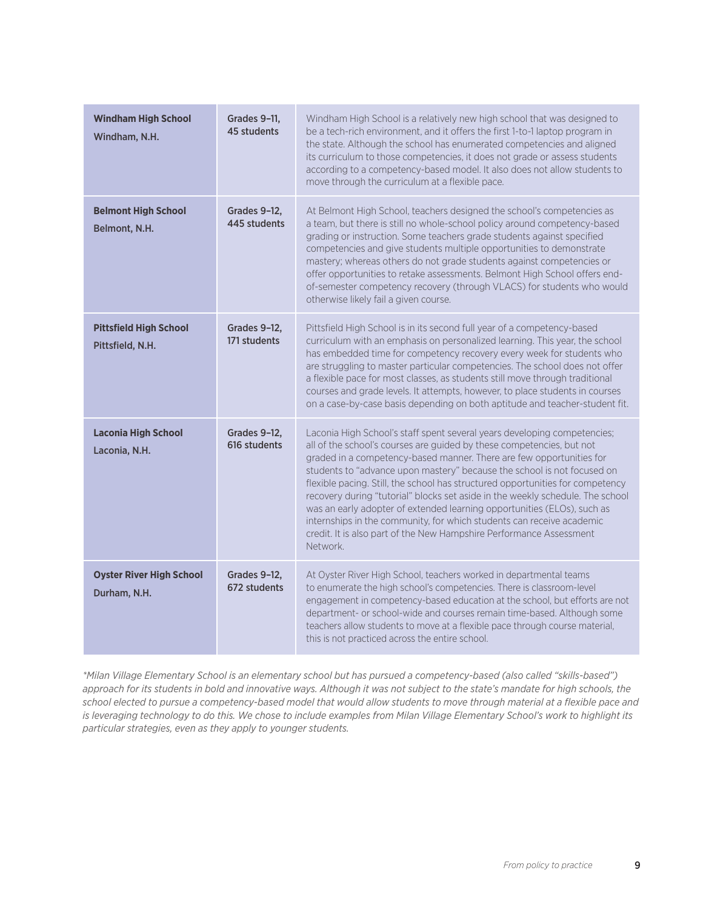| | | |
|---|---|---|
| **Windham High School** Windham, N.H. | Grades 9–11, 45 students | Windham High School is a relatively new high school that was designed to be a tech-rich environment, and it offers the first 1-to-1 laptop program in the state. Although the school has enumerated competencies and aligned its curriculum to those competencies, it does not grade or assess students according to a competency-based model. It also does not allow students to move through the curriculum at a flexible pace. |
| **Belmont High School** Belmont, N.H. | Grades 9–12, 445 students | At Belmont High School, teachers designed the school's competencies as a team, but there is still no whole-school policy around competency-based grading or instruction. Some teachers grade students against specified competencies and give students multiple opportunities to demonstrate mastery; whereas others do not grade students against competencies or offer opportunities to retake assessments. Belmont High School offers end-of-semester competency recovery (through VLACS) for students who would otherwise likely fail a given course. |
| **Pittsfield High School** Pittsfield, N.H. | Grades 9–12, 171 students | Pittsfield High School is in its second full year of a competency-based curriculum with an emphasis on personalized learning. This year, the school has embedded time for competency recovery every week for students who are struggling to master particular competencies. The school does not offer a flexible pace for most classes, as students still move through traditional courses and grade levels. It attempts, however, to place students in courses on a case-by-case basis depending on both aptitude and teacher-student fit. |
| **Laconia High School** Laconia, N.H. | Grades 9–12, 616 students | Laconia High School's staff spent several years developing competencies; all of the school's courses are guided by these competencies, but not graded in a competency-based manner. There are few opportunities for students to "advance upon mastery" because the school is not focused on flexible pacing. Still, the school has structured opportunities for competency recovery during "tutorial" blocks set aside in the weekly schedule. The school was an early adopter of extended learning opportunities (ELOs), such as internships in the community, for which students can receive academic credit. It is also part of the New Hampshire Performance Assessment Network. |
| **Oyster River High School** Durham, N.H. | Grades 9–12, 672 students | At Oyster River High School, teachers worked in departmental teams to enumerate the high school's competencies. There is classroom-level engagement in competency-based education at the school, but efforts are not department- or school-wide and courses remain time-based. Although some teachers allow students to move at a flexible pace through course material, this is not practiced across the entire school. |

*\*Milan Village Elementary School is an elementary school but has pursued a competency-based (also called "skills-based") approach for its students in bold and innovative ways. Although it was not subject to the state's mandate for high schools, the school elected to pursue a competency-based model that would allow students to move through material at a flexible pace and is leveraging technology to do this. We chose to include examples from Milan Village Elementary School's work to highlight its particular strategies, even as they apply to younger students.*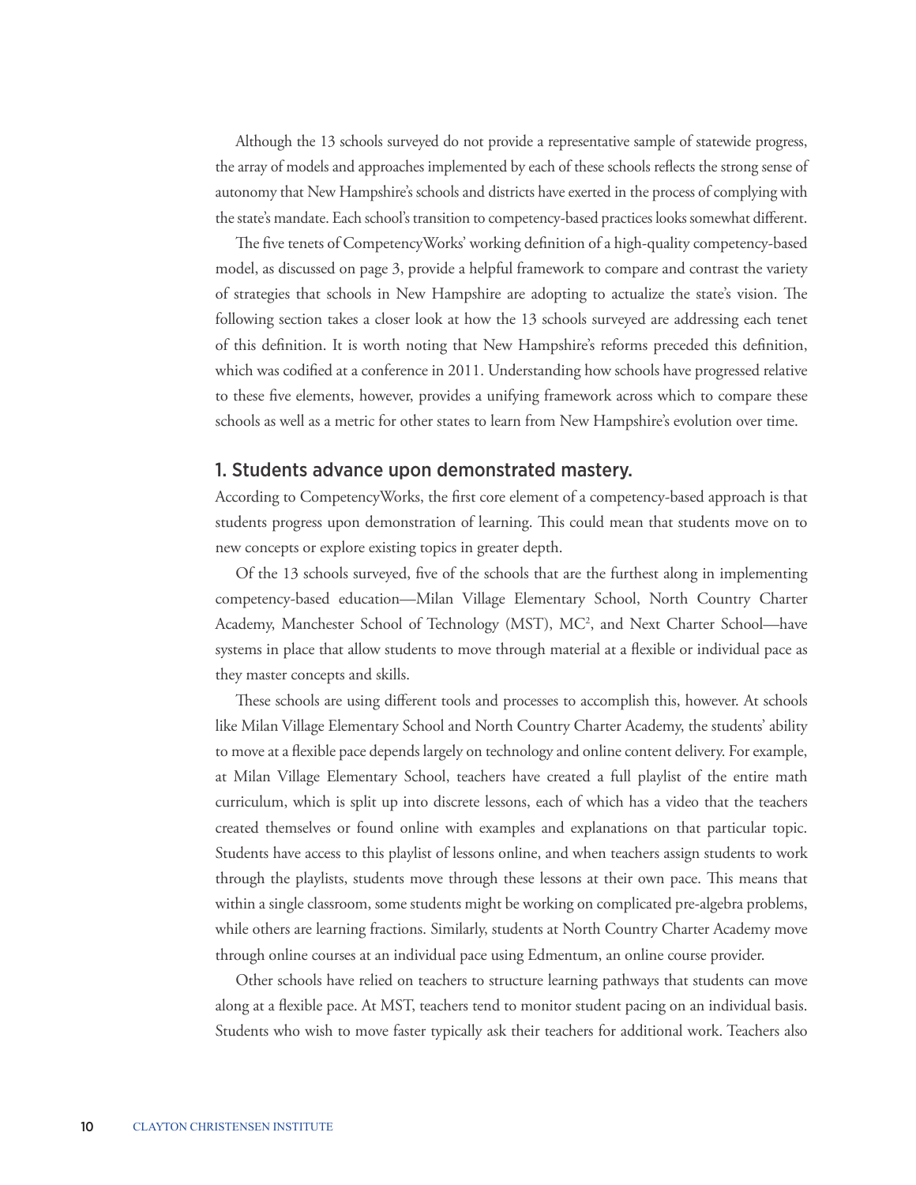Although the 13 schools surveyed do not provide a representative sample of statewide progress, the array of models and approaches implemented by each of these schools reflects the strong sense of autonomy that New Hampshire's schools and districts have exerted in the process of complying with the state's mandate. Each school's transition to competency-based practices looks somewhat different.

The five tenets of CompetencyWorks' working definition of a high-quality competency-based model, as discussed on page 3, provide a helpful framework to compare and contrast the variety of strategies that schools in New Hampshire are adopting to actualize the state's vision. The following section takes a closer look at how the 13 schools surveyed are addressing each tenet of this definition. It is worth noting that New Hampshire's reforms preceded this definition, which was codified at a conference in 2011. Understanding how schools have progressed relative to these five elements, however, provides a unifying framework across which to compare these schools as well as a metric for other states to learn from New Hampshire's evolution over time.

## 1. Students advance upon demonstrated mastery.

According to CompetencyWorks, the first core element of a competency-based approach is that students progress upon demonstration of learning. This could mean that students move on to new concepts or explore existing topics in greater depth.

Of the 13 schools surveyed, five of the schools that are the furthest along in implementing competency-based education—Milan Village Elementary School, North Country Charter Academy, Manchester School of Technology (MST), MC², and Next Charter School—have systems in place that allow students to move through material at a flexible or individual pace as they master concepts and skills.

These schools are using different tools and processes to accomplish this, however. At schools like Milan Village Elementary School and North Country Charter Academy, the students' ability to move at a flexible pace depends largely on technology and online content delivery. For example, at Milan Village Elementary School, teachers have created a full playlist of the entire math curriculum, which is split up into discrete lessons, each of which has a video that the teachers created themselves or found online with examples and explanations on that particular topic. Students have access to this playlist of lessons online, and when teachers assign students to work through the playlists, students move through these lessons at their own pace. This means that within a single classroom, some students might be working on complicated pre-algebra problems, while others are learning fractions. Similarly, students at North Country Charter Academy move through online courses at an individual pace using Edmentum, an online course provider.

Other schools have relied on teachers to structure learning pathways that students can move along at a flexible pace. At MST, teachers tend to monitor student pacing on an individual basis. Students who wish to move faster typically ask their teachers for additional work. Teachers also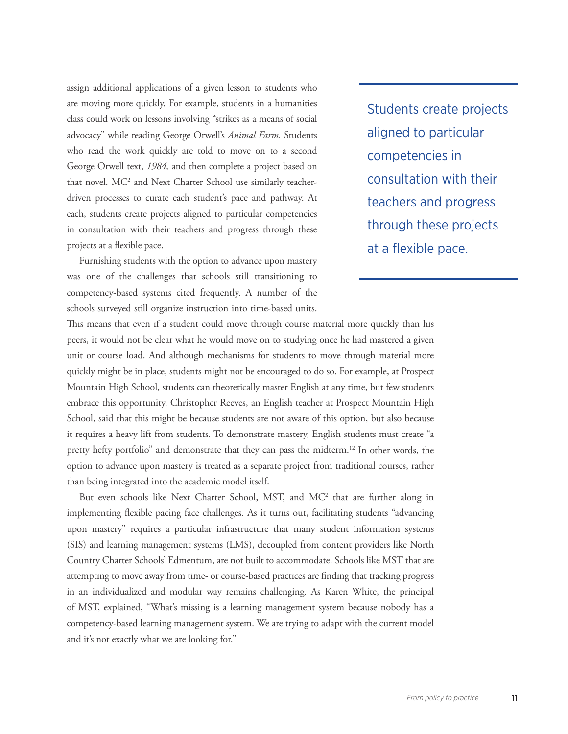assign additional applications of a given lesson to students who are moving more quickly. For example, students in a humanities class could work on lessons involving "strikes as a means of social advocacy" while reading George Orwell's *Animal Farm.* Students who read the work quickly are told to move on to a second George Orwell text, *1984,* and then complete a project based on that novel. MC$^2$ and Next Charter School use similarly teacher-driven processes to curate each student's pace and pathway. At each, students create projects aligned to particular competencies in consultation with their teachers and progress through these projects at a flexible pace.

> Students create projects aligned to particular competencies in consultation with their teachers and progress through these projects at a flexible pace.

Furnishing students with the option to advance upon mastery was one of the challenges that schools still transitioning to competency-based systems cited frequently. A number of the schools surveyed still organize instruction into time-based units. This means that even if a student could move through course material more quickly than his peers, it would not be clear what he would move on to studying once he had mastered a given unit or course load. And although mechanisms for students to move through material more quickly might be in place, students might not be encouraged to do so. For example, at Prospect Mountain High School, students can theoretically master English at any time, but few students embrace this opportunity. Christopher Reeves, an English teacher at Prospect Mountain High School, said that this might be because students are not aware of this option, but also because it requires a heavy lift from students. To demonstrate mastery, English students must create "a pretty hefty portfolio" and demonstrate that they can pass the midterm.[12] In other words, the option to advance upon mastery is treated as a separate project from traditional courses, rather than being integrated into the academic model itself.

But even schools like Next Charter School, MST, and MC$^2$ that are further along in implementing flexible pacing face challenges. As it turns out, facilitating students "advancing upon mastery" requires a particular infrastructure that many student information systems (SIS) and learning management systems (LMS), decoupled from content providers like North Country Charter Schools' Edmentum, are not built to accommodate. Schools like MST that are attempting to move away from time- or course-based practices are finding that tracking progress in an individualized and modular way remains challenging. As Karen White, the principal of MST, explained, "What's missing is a learning management system because nobody has a competency-based learning management system. We are trying to adapt with the current model and it's not exactly what we are looking for."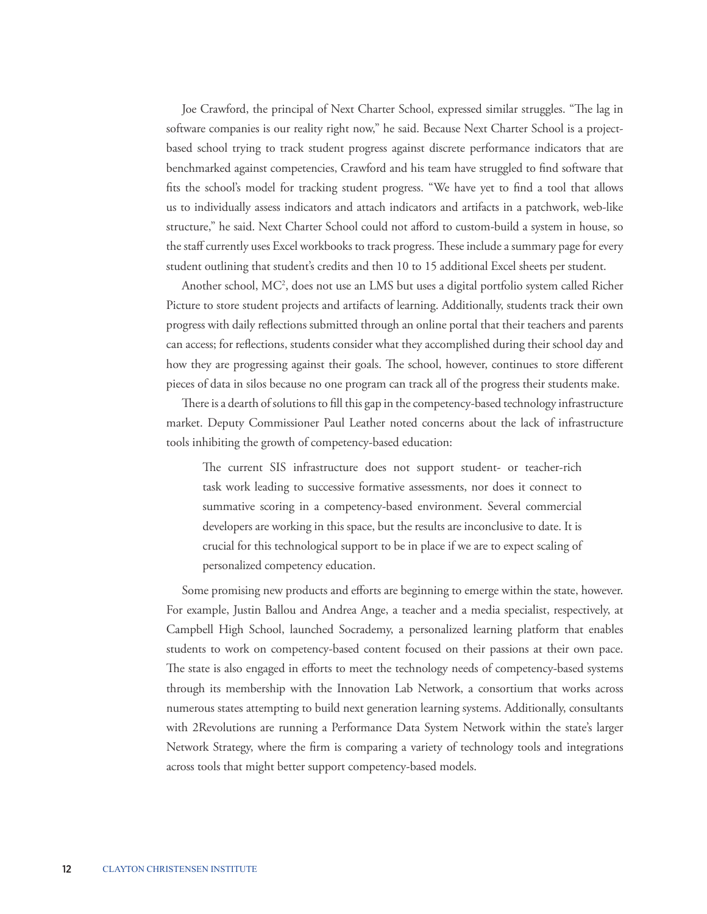Joe Crawford, the principal of Next Charter School, expressed similar struggles. "The lag in software companies is our reality right now," he said. Because Next Charter School is a project-based school trying to track student progress against discrete performance indicators that are benchmarked against competencies, Crawford and his team have struggled to find software that fits the school's model for tracking student progress. "We have yet to find a tool that allows us to individually assess indicators and attach indicators and artifacts in a patchwork, web-like structure," he said. Next Charter School could not afford to custom-build a system in house, so the staff currently uses Excel workbooks to track progress. These include a summary page for every student outlining that student's credits and then 10 to 15 additional Excel sheets per student.

Another school, $MC^2$, does not use an LMS but uses a digital portfolio system called Richer Picture to store student projects and artifacts of learning. Additionally, students track their own progress with daily reflections submitted through an online portal that their teachers and parents can access; for reflections, students consider what they accomplished during their school day and how they are progressing against their goals. The school, however, continues to store different pieces of data in silos because no one program can track all of the progress their students make.

There is a dearth of solutions to fill this gap in the competency-based technology infrastructure market. Deputy Commissioner Paul Leather noted concerns about the lack of infrastructure tools inhibiting the growth of competency-based education:

> The current SIS infrastructure does not support student- or teacher-rich task work leading to successive formative assessments, nor does it connect to summative scoring in a competency-based environment. Several commercial developers are working in this space, but the results are inconclusive to date. It is crucial for this technological support to be in place if we are to expect scaling of personalized competency education.

Some promising new products and efforts are beginning to emerge within the state, however. For example, Justin Ballou and Andrea Ange, a teacher and a media specialist, respectively, at Campbell High School, launched Socrademy, a personalized learning platform that enables students to work on competency-based content focused on their passions at their own pace. The state is also engaged in efforts to meet the technology needs of competency-based systems through its membership with the Innovation Lab Network, a consortium that works across numerous states attempting to build next generation learning systems. Additionally, consultants with 2Revolutions are running a Performance Data System Network within the state's larger Network Strategy, where the firm is comparing a variety of technology tools and integrations across tools that might better support competency-based models.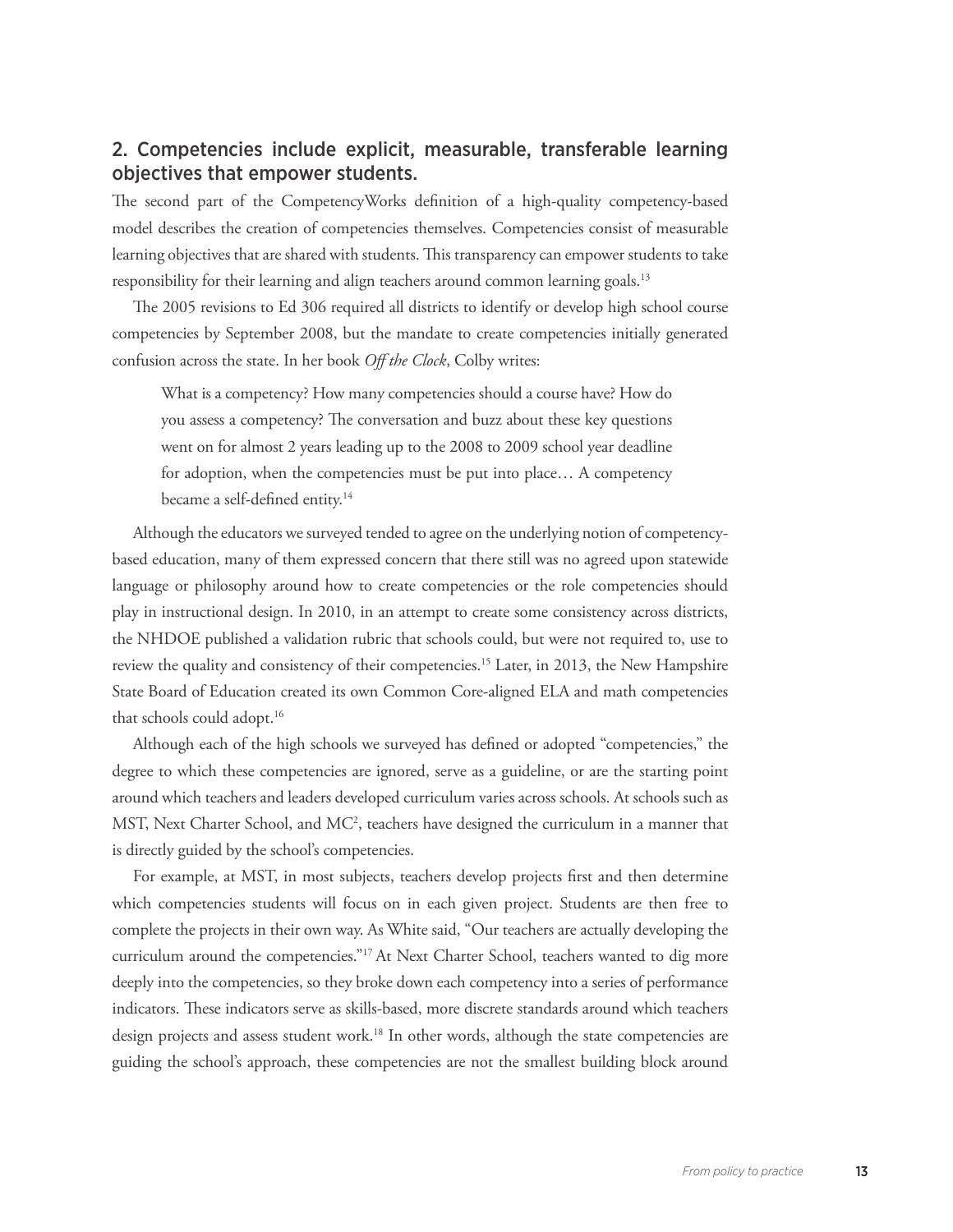## 2. Competencies include explicit, measurable, transferable learning objectives that empower students.

The second part of the CompetencyWorks definition of a high-quality competency-based model describes the creation of competencies themselves. Competencies consist of measurable learning objectives that are shared with students. This transparency can empower students to take responsibility for their learning and align teachers around common learning goals.[13]

The 2005 revisions to Ed 306 required all districts to identify or develop high school course competencies by September 2008, but the mandate to create competencies initially generated confusion across the state. In her book *Off the Clock*, Colby writes:

> What is a competency? How many competencies should a course have? How do you assess a competency? The conversation and buzz about these key questions went on for almost 2 years leading up to the 2008 to 2009 school year deadline for adoption, when the competencies must be put into place… A competency became a self-defined entity.[14]

Although the educators we surveyed tended to agree on the underlying notion of competency-based education, many of them expressed concern that there still was no agreed upon statewide language or philosophy around how to create competencies or the role competencies should play in instructional design. In 2010, in an attempt to create some consistency across districts, the NHDOE published a validation rubric that schools could, but were not required to, use to review the quality and consistency of their competencies.[15] Later, in 2013, the New Hampshire State Board of Education created its own Common Core-aligned ELA and math competencies that schools could adopt.[16]

Although each of the high schools we surveyed has defined or adopted "competencies," the degree to which these competencies are ignored, serve as a guideline, or are the starting point around which teachers and leaders developed curriculum varies across schools. At schools such as MST, Next Charter School, and $MC^2$, teachers have designed the curriculum in a manner that is directly guided by the school's competencies.

For example, at MST, in most subjects, teachers develop projects first and then determine which competencies students will focus on in each given project. Students are then free to complete the projects in their own way. As White said, "Our teachers are actually developing the curriculum around the competencies."[17] At Next Charter School, teachers wanted to dig more deeply into the competencies, so they broke down each competency into a series of performance indicators. These indicators serve as skills-based, more discrete standards around which teachers design projects and assess student work.[18] In other words, although the state competencies are guiding the school's approach, these competencies are not the smallest building block around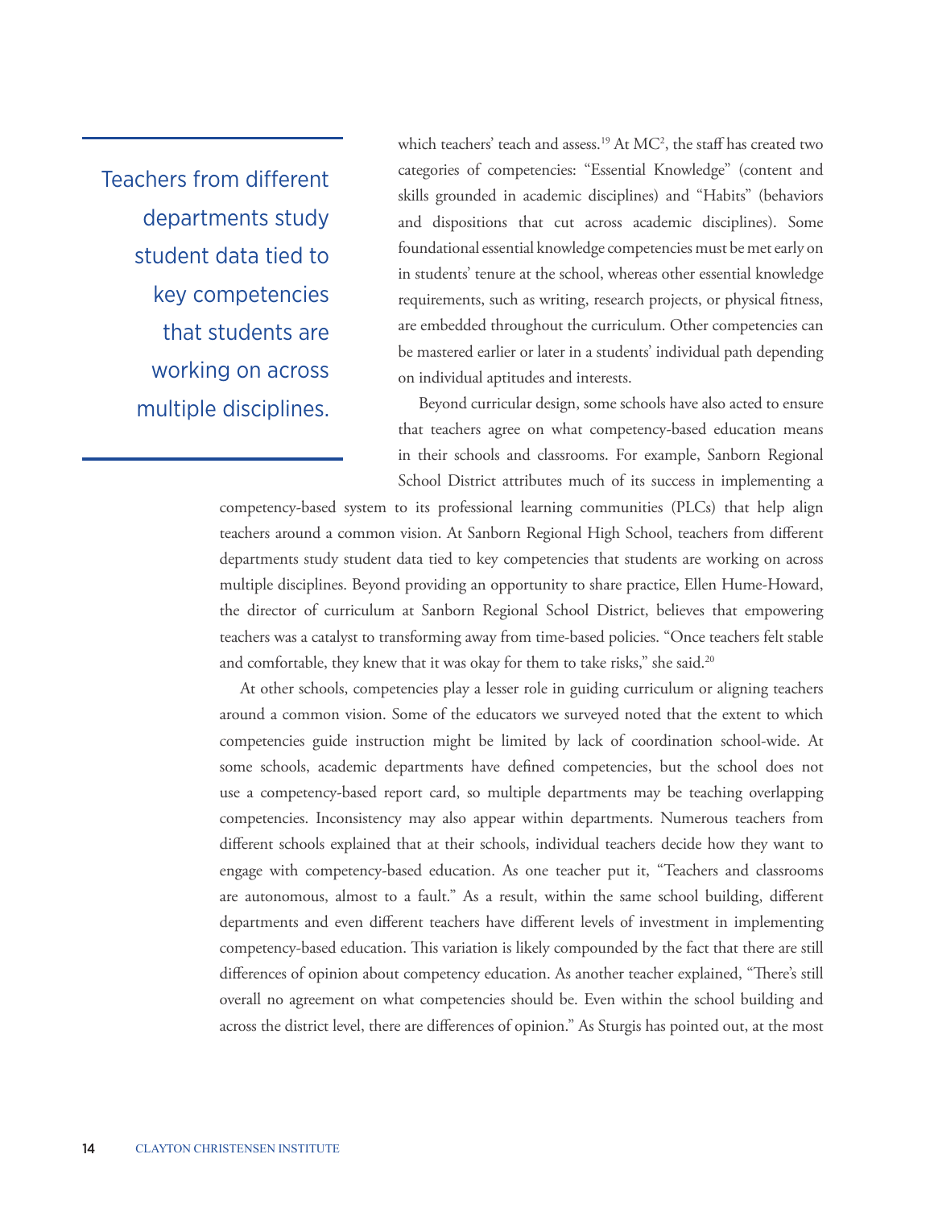> Teachers from different departments study student data tied to key competencies that students are working on across multiple disciplines.

which teachers' teach and assess.[19] At MC$^2$, the staff has created two categories of competencies: "Essential Knowledge" (content and skills grounded in academic disciplines) and "Habits" (behaviors and dispositions that cut across academic disciplines). Some foundational essential knowledge competencies must be met early on in students' tenure at the school, whereas other essential knowledge requirements, such as writing, research projects, or physical fitness, are embedded throughout the curriculum. Other competencies can be mastered earlier or later in a students' individual path depending on individual aptitudes and interests.

Beyond curricular design, some schools have also acted to ensure that teachers agree on what competency-based education means in their schools and classrooms. For example, Sanborn Regional School District attributes much of its success in implementing a competency-based system to its professional learning communities (PLCs) that help align teachers around a common vision. At Sanborn Regional High School, teachers from different departments study student data tied to key competencies that students are working on across multiple disciplines. Beyond providing an opportunity to share practice, Ellen Hume-Howard, the director of curriculum at Sanborn Regional School District, believes that empowering teachers was a catalyst to transforming away from time-based policies. "Once teachers felt stable and comfortable, they knew that it was okay for them to take risks," she said.[20]

At other schools, competencies play a lesser role in guiding curriculum or aligning teachers around a common vision. Some of the educators we surveyed noted that the extent to which competencies guide instruction might be limited by lack of coordination school-wide. At some schools, academic departments have defined competencies, but the school does not use a competency-based report card, so multiple departments may be teaching overlapping competencies. Inconsistency may also appear within departments. Numerous teachers from different schools explained that at their schools, individual teachers decide how they want to engage with competency-based education. As one teacher put it, "Teachers and classrooms are autonomous, almost to a fault." As a result, within the same school building, different departments and even different teachers have different levels of investment in implementing competency-based education. This variation is likely compounded by the fact that there are still differences of opinion about competency education. As another teacher explained, "There's still overall no agreement on what competencies should be. Even within the school building and across the district level, there are differences of opinion." As Sturgis has pointed out, at the most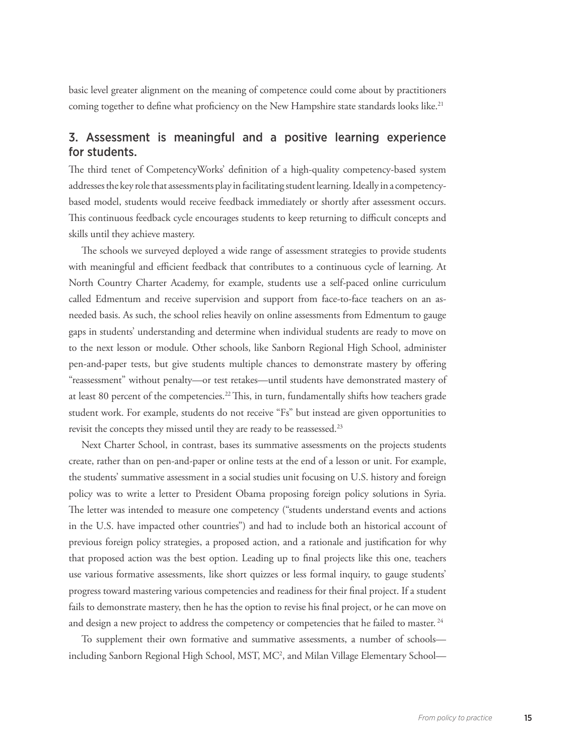basic level greater alignment on the meaning of competence could come about by practitioners coming together to define what proficiency on the New Hampshire state standards looks like.[21]

## 3. Assessment is meaningful and a positive learning experience for students.

The third tenet of CompetencyWorks' definition of a high-quality competency-based system addresses the key role that assessments play in facilitating student learning. Ideally in a competency-based model, students would receive feedback immediately or shortly after assessment occurs. This continuous feedback cycle encourages students to keep returning to difficult concepts and skills until they achieve mastery.

The schools we surveyed deployed a wide range of assessment strategies to provide students with meaningful and efficient feedback that contributes to a continuous cycle of learning. At North Country Charter Academy, for example, students use a self-paced online curriculum called Edmentum and receive supervision and support from face-to-face teachers on an as-needed basis. As such, the school relies heavily on online assessments from Edmentum to gauge gaps in students' understanding and determine when individual students are ready to move on to the next lesson or module. Other schools, like Sanborn Regional High School, administer pen-and-paper tests, but give students multiple chances to demonstrate mastery by offering "reassessment" without penalty—or test retakes—until students have demonstrated mastery of at least 80 percent of the competencies.[22] This, in turn, fundamentally shifts how teachers grade student work. For example, students do not receive "Fs" but instead are given opportunities to revisit the concepts they missed until they are ready to be reassessed.[23]

Next Charter School, in contrast, bases its summative assessments on the projects students create, rather than on pen-and-paper or online tests at the end of a lesson or unit. For example, the students' summative assessment in a social studies unit focusing on U.S. history and foreign policy was to write a letter to President Obama proposing foreign policy solutions in Syria. The letter was intended to measure one competency ("students understand events and actions in the U.S. have impacted other countries") and had to include both an historical account of previous foreign policy strategies, a proposed action, and a rationale and justification for why that proposed action was the best option. Leading up to final projects like this one, teachers use various formative assessments, like short quizzes or less formal inquiry, to gauge students' progress toward mastering various competencies and readiness for their final project. If a student fails to demonstrate mastery, then he has the option to revise his final project, or he can move on and design a new project to address the competency or competencies that he failed to master.[24]

To supplement their own formative and summative assessments, a number of schools—including Sanborn Regional High School, MST, MC[2], and Milan Village Elementary School—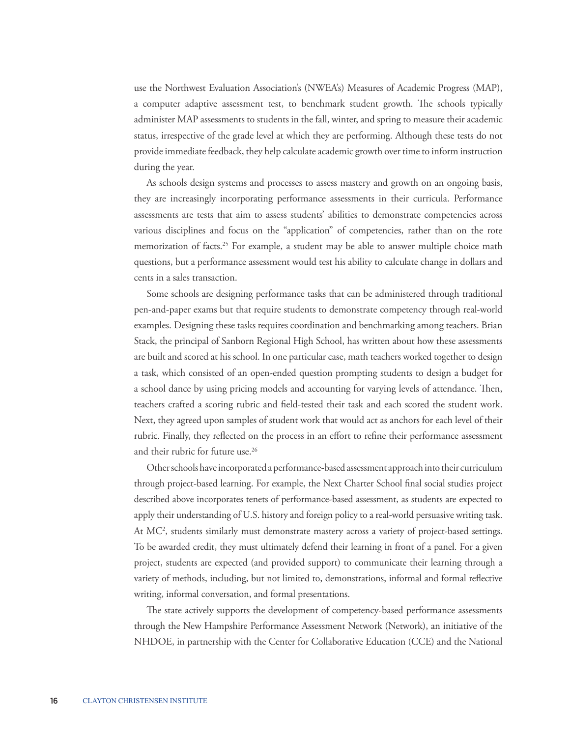use the Northwest Evaluation Association's (NWEA's) Measures of Academic Progress (MAP), a computer adaptive assessment test, to benchmark student growth. The schools typically administer MAP assessments to students in the fall, winter, and spring to measure their academic status, irrespective of the grade level at which they are performing. Although these tests do not provide immediate feedback, they help calculate academic growth over time to inform instruction during the year.

As schools design systems and processes to assess mastery and growth on an ongoing basis, they are increasingly incorporating performance assessments in their curricula. Performance assessments are tests that aim to assess students' abilities to demonstrate competencies across various disciplines and focus on the "application" of competencies, rather than on the rote memorization of facts.[25] For example, a student may be able to answer multiple choice math questions, but a performance assessment would test his ability to calculate change in dollars and cents in a sales transaction.

Some schools are designing performance tasks that can be administered through traditional pen-and-paper exams but that require students to demonstrate competency through real-world examples. Designing these tasks requires coordination and benchmarking among teachers. Brian Stack, the principal of Sanborn Regional High School, has written about how these assessments are built and scored at his school. In one particular case, math teachers worked together to design a task, which consisted of an open-ended question prompting students to design a budget for a school dance by using pricing models and accounting for varying levels of attendance. Then, teachers crafted a scoring rubric and field-tested their task and each scored the student work. Next, they agreed upon samples of student work that would act as anchors for each level of their rubric. Finally, they reflected on the process in an effort to refine their performance assessment and their rubric for future use.[26]

Other schools have incorporated a performance-based assessment approach into their curriculum through project-based learning. For example, the Next Charter School final social studies project described above incorporates tenets of performance-based assessment, as students are expected to apply their understanding of U.S. history and foreign policy to a real-world persuasive writing task. At MC$^2$, students similarly must demonstrate mastery across a variety of project-based settings. To be awarded credit, they must ultimately defend their learning in front of a panel. For a given project, students are expected (and provided support) to communicate their learning through a variety of methods, including, but not limited to, demonstrations, informal and formal reflective writing, informal conversation, and formal presentations.

The state actively supports the development of competency-based performance assessments through the New Hampshire Performance Assessment Network (Network), an initiative of the NHDOE, in partnership with the Center for Collaborative Education (CCE) and the National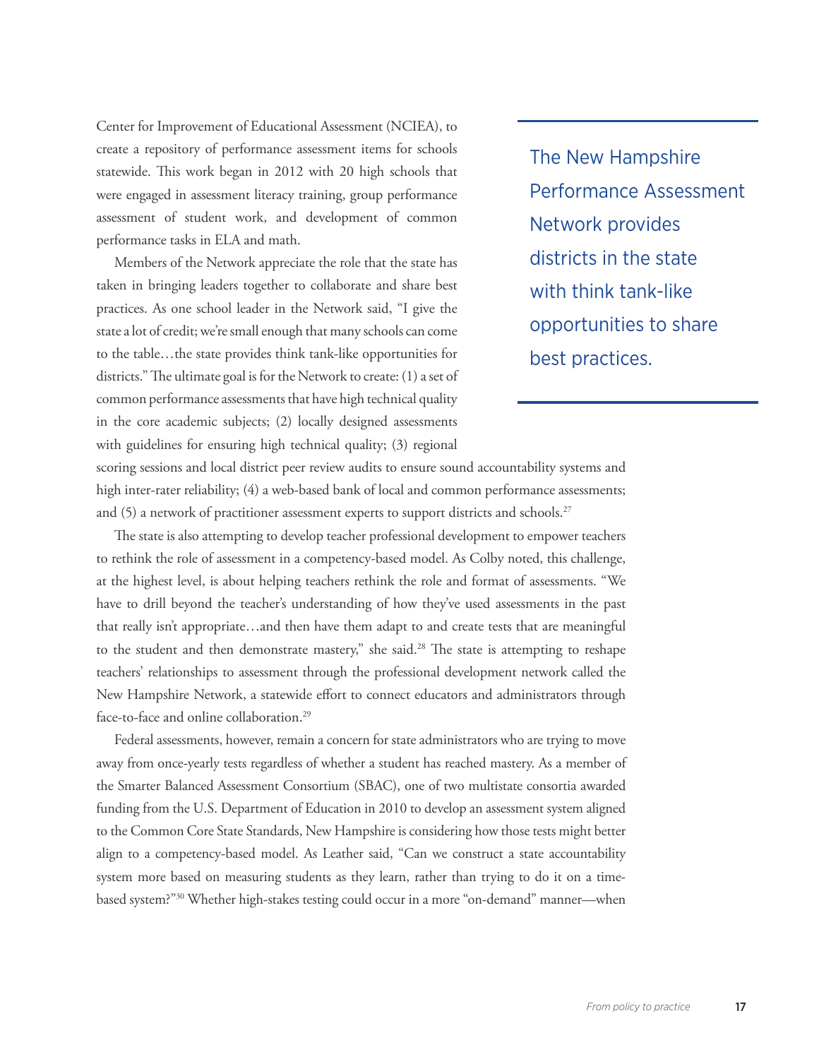Center for Improvement of Educational Assessment (NCIEA), to create a repository of performance assessment items for schools statewide. This work began in 2012 with 20 high schools that were engaged in assessment literacy training, group performance assessment of student work, and development of common performance tasks in ELA and math.

> The New Hampshire Performance Assessment Network provides districts in the state with think tank-like opportunities to share best practices.

Members of the Network appreciate the role that the state has taken in bringing leaders together to collaborate and share best practices. As one school leader in the Network said, "I give the state a lot of credit; we're small enough that many schools can come to the table…the state provides think tank-like opportunities for districts." The ultimate goal is for the Network to create: (1) a set of common performance assessments that have high technical quality in the core academic subjects; (2) locally designed assessments with guidelines for ensuring high technical quality; (3) regional scoring sessions and local district peer review audits to ensure sound accountability systems and high inter-rater reliability; (4) a web-based bank of local and common performance assessments; and (5) a network of practitioner assessment experts to support districts and schools.[27]

The state is also attempting to develop teacher professional development to empower teachers to rethink the role of assessment in a competency-based model. As Colby noted, this challenge, at the highest level, is about helping teachers rethink the role and format of assessments. "We have to drill beyond the teacher's understanding of how they've used assessments in the past that really isn't appropriate…and then have them adapt to and create tests that are meaningful to the student and then demonstrate mastery," she said.[28] The state is attempting to reshape teachers' relationships to assessment through the professional development network called the New Hampshire Network, a statewide effort to connect educators and administrators through face-to-face and online collaboration.[29]

Federal assessments, however, remain a concern for state administrators who are trying to move away from once-yearly tests regardless of whether a student has reached mastery. As a member of the Smarter Balanced Assessment Consortium (SBAC), one of two multistate consortia awarded funding from the U.S. Department of Education in 2010 to develop an assessment system aligned to the Common Core State Standards, New Hampshire is considering how those tests might better align to a competency-based model. As Leather said, "Can we construct a state accountability system more based on measuring students as they learn, rather than trying to do it on a time-based system?"[30] Whether high-stakes testing could occur in a more "on-demand" manner—when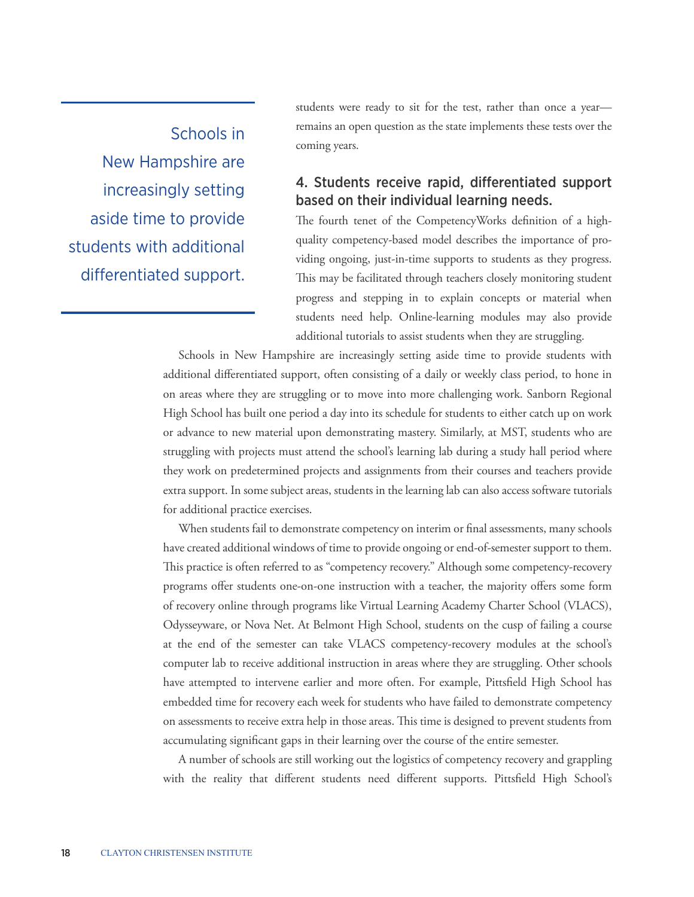students were ready to sit for the test, rather than once a year—remains an open question as the state implements these tests over the coming years.

> Schools in New Hampshire are increasingly setting aside time to provide students with additional differentiated support.

### 4. Students receive rapid, differentiated support based on their individual learning needs.

The fourth tenet of the CompetencyWorks definition of a high-quality competency-based model describes the importance of providing ongoing, just-in-time supports to students as they progress. This may be facilitated through teachers closely monitoring student progress and stepping in to explain concepts or material when students need help. Online-learning modules may also provide additional tutorials to assist students when they are struggling.

Schools in New Hampshire are increasingly setting aside time to provide students with additional differentiated support, often consisting of a daily or weekly class period, to hone in on areas where they are struggling or to move into more challenging work. Sanborn Regional High School has built one period a day into its schedule for students to either catch up on work or advance to new material upon demonstrating mastery. Similarly, at MST, students who are struggling with projects must attend the school's learning lab during a study hall period where they work on predetermined projects and assignments from their courses and teachers provide extra support. In some subject areas, students in the learning lab can also access software tutorials for additional practice exercises.

When students fail to demonstrate competency on interim or final assessments, many schools have created additional windows of time to provide ongoing or end-of-semester support to them. This practice is often referred to as "competency recovery." Although some competency-recovery programs offer students one-on-one instruction with a teacher, the majority offers some form of recovery online through programs like Virtual Learning Academy Charter School (VLACS), Odysseyware, or Nova Net. At Belmont High School, students on the cusp of failing a course at the end of the semester can take VLACS competency-recovery modules at the school's computer lab to receive additional instruction in areas where they are struggling. Other schools have attempted to intervene earlier and more often. For example, Pittsfield High School has embedded time for recovery each week for students who have failed to demonstrate competency on assessments to receive extra help in those areas. This time is designed to prevent students from accumulating significant gaps in their learning over the course of the entire semester.

A number of schools are still working out the logistics of competency recovery and grappling with the reality that different students need different supports. Pittsfield High School's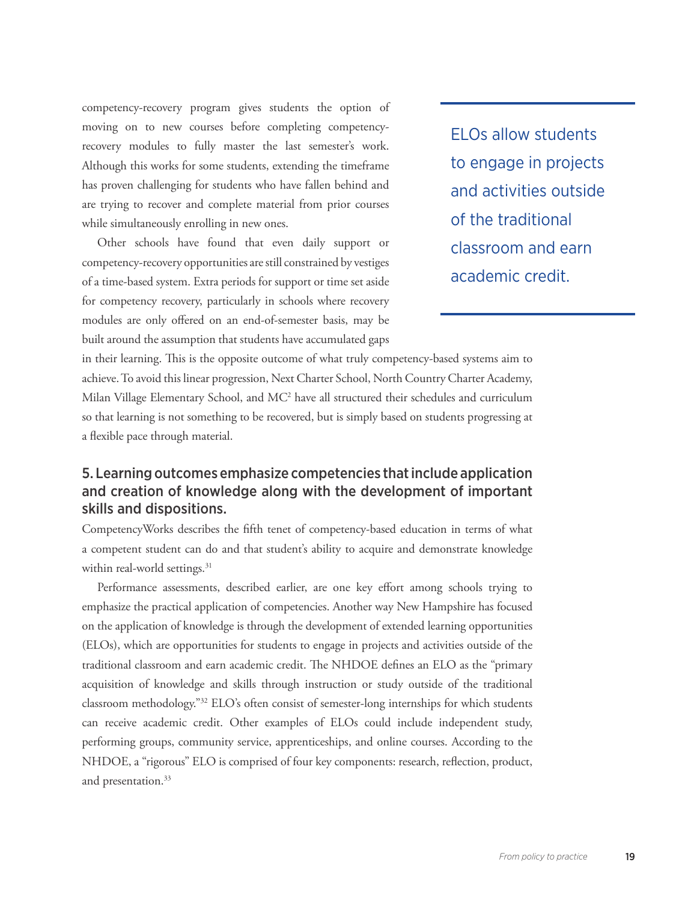competency-recovery program gives students the option of moving on to new courses before completing competency-recovery modules to fully master the last semester's work. Although this works for some students, extending the timeframe has proven challenging for students who have fallen behind and are trying to recover and complete material from prior courses while simultaneously enrolling in new ones.

Other schools have found that even daily support or competency-recovery opportunities are still constrained by vestiges of a time-based system. Extra periods for support or time set aside for competency recovery, particularly in schools where recovery modules are only offered on an end-of-semester basis, may be built around the assumption that students have accumulated gaps in their learning. This is the opposite outcome of what truly competency-based systems aim to achieve. To avoid this linear progression, Next Charter School, North Country Charter Academy, Milan Village Elementary School, and MC[2] have all structured their schedules and curriculum so that learning is not something to be recovered, but is simply based on students progressing at a flexible pace through material.

> ELOs allow students to engage in projects and activities outside of the traditional classroom and earn academic credit.

### 5. Learning outcomes emphasize competencies that include application and creation of knowledge along with the development of important skills and dispositions.

CompetencyWorks describes the fifth tenet of competency-based education in terms of what a competent student can do and that student's ability to acquire and demonstrate knowledge within real-world settings.[31]

Performance assessments, described earlier, are one key effort among schools trying to emphasize the practical application of competencies. Another way New Hampshire has focused on the application of knowledge is through the development of extended learning opportunities (ELOs), which are opportunities for students to engage in projects and activities outside of the traditional classroom and earn academic credit. The NHDOE defines an ELO as the "primary acquisition of knowledge and skills through instruction or study outside of the traditional classroom methodology."[32] ELO's often consist of semester-long internships for which students can receive academic credit. Other examples of ELOs could include independent study, performing groups, community service, apprenticeships, and online courses. According to the NHDOE, a "rigorous" ELO is comprised of four key components: research, reflection, product, and presentation.[33]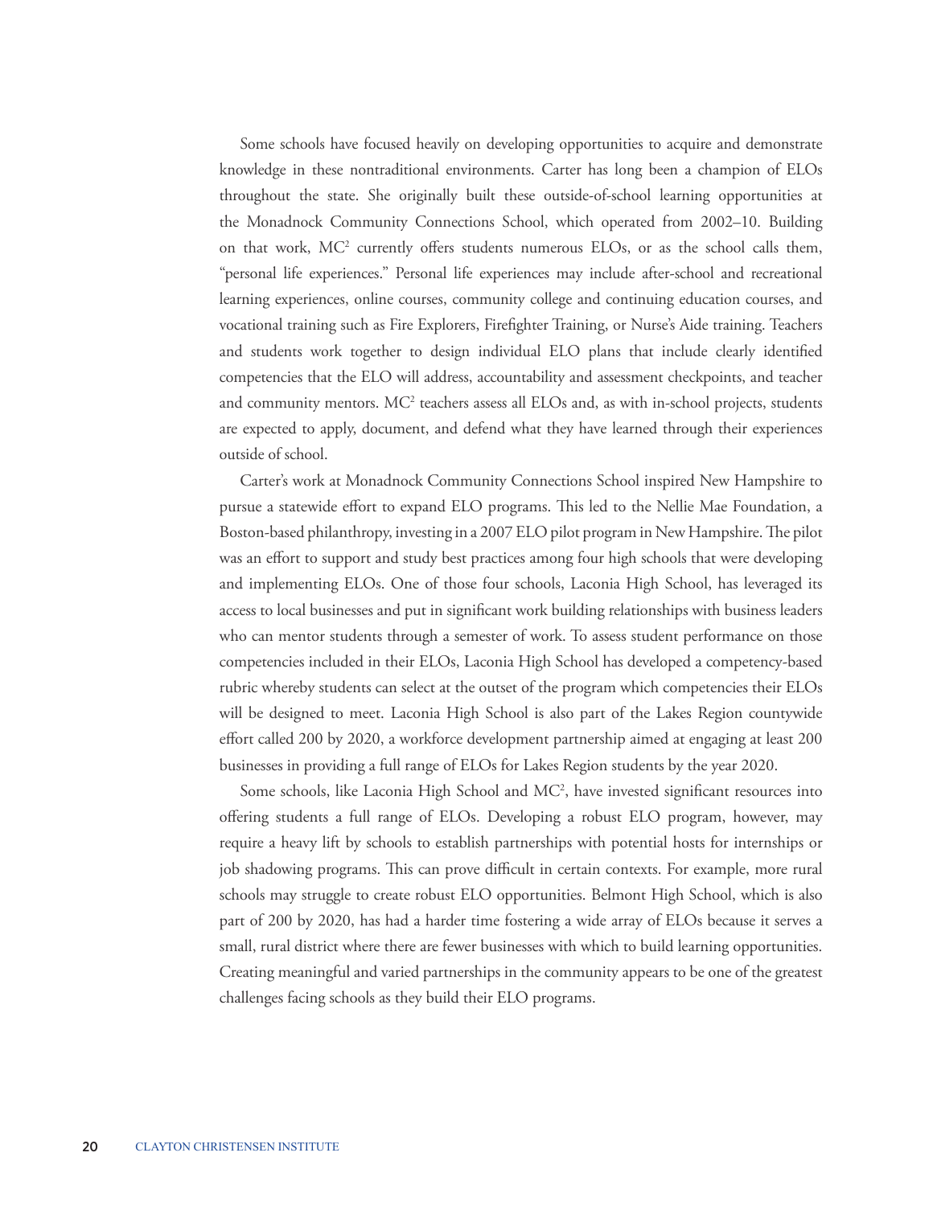Some schools have focused heavily on developing opportunities to acquire and demonstrate knowledge in these nontraditional environments. Carter has long been a champion of ELOs throughout the state. She originally built these outside-of-school learning opportunities at the Monadnock Community Connections School, which operated from 2002–10. Building on that work, $MC^2$ currently offers students numerous ELOs, or as the school calls them, "personal life experiences." Personal life experiences may include after-school and recreational learning experiences, online courses, community college and continuing education courses, and vocational training such as Fire Explorers, Firefighter Training, or Nurse's Aide training. Teachers and students work together to design individual ELO plans that include clearly identified competencies that the ELO will address, accountability and assessment checkpoints, and teacher and community mentors. $MC^2$ teachers assess all ELOs and, as with in-school projects, students are expected to apply, document, and defend what they have learned through their experiences outside of school.

Carter's work at Monadnock Community Connections School inspired New Hampshire to pursue a statewide effort to expand ELO programs. This led to the Nellie Mae Foundation, a Boston-based philanthropy, investing in a 2007 ELO pilot program in New Hampshire. The pilot was an effort to support and study best practices among four high schools that were developing and implementing ELOs. One of those four schools, Laconia High School, has leveraged its access to local businesses and put in significant work building relationships with business leaders who can mentor students through a semester of work. To assess student performance on those competencies included in their ELOs, Laconia High School has developed a competency-based rubric whereby students can select at the outset of the program which competencies their ELOs will be designed to meet. Laconia High School is also part of the Lakes Region countywide effort called 200 by 2020, a workforce development partnership aimed at engaging at least 200 businesses in providing a full range of ELOs for Lakes Region students by the year 2020.

Some schools, like Laconia High School and $MC^2$, have invested significant resources into offering students a full range of ELOs. Developing a robust ELO program, however, may require a heavy lift by schools to establish partnerships with potential hosts for internships or job shadowing programs. This can prove difficult in certain contexts. For example, more rural schools may struggle to create robust ELO opportunities. Belmont High School, which is also part of 200 by 2020, has had a harder time fostering a wide array of ELOs because it serves a small, rural district where there are fewer businesses with which to build learning opportunities. Creating meaningful and varied partnerships in the community appears to be one of the greatest challenges facing schools as they build their ELO programs.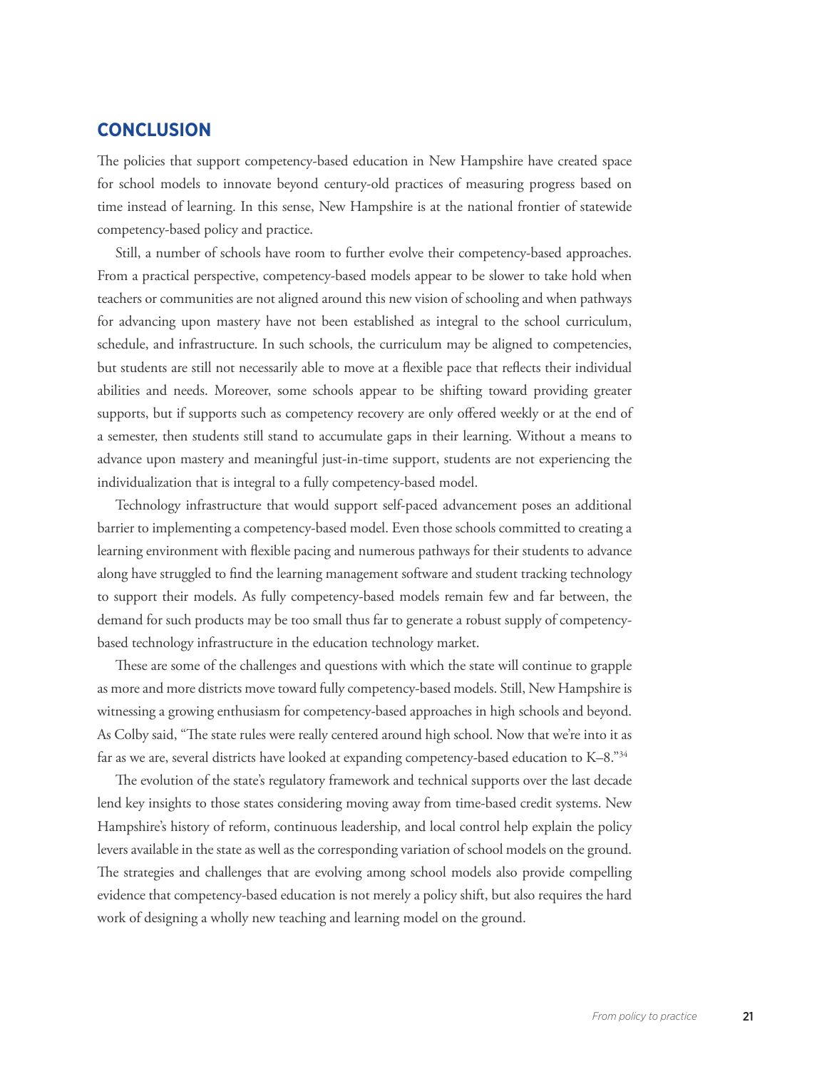## CONCLUSION

The policies that support competency-based education in New Hampshire have created space for school models to innovate beyond century-old practices of measuring progress based on time instead of learning. In this sense, New Hampshire is at the national frontier of statewide competency-based policy and practice.

Still, a number of schools have room to further evolve their competency-based approaches. From a practical perspective, competency-based models appear to be slower to take hold when teachers or communities are not aligned around this new vision of schooling and when pathways for advancing upon mastery have not been established as integral to the school curriculum, schedule, and infrastructure. In such schools, the curriculum may be aligned to competencies, but students are still not necessarily able to move at a flexible pace that reflects their individual abilities and needs. Moreover, some schools appear to be shifting toward providing greater supports, but if supports such as competency recovery are only offered weekly or at the end of a semester, then students still stand to accumulate gaps in their learning. Without a means to advance upon mastery and meaningful just-in-time support, students are not experiencing the individualization that is integral to a fully competency-based model.

Technology infrastructure that would support self-paced advancement poses an additional barrier to implementing a competency-based model. Even those schools committed to creating a learning environment with flexible pacing and numerous pathways for their students to advance along have struggled to find the learning management software and student tracking technology to support their models. As fully competency-based models remain few and far between, the demand for such products may be too small thus far to generate a robust supply of competency-based technology infrastructure in the education technology market.

These are some of the challenges and questions with which the state will continue to grapple as more and more districts move toward fully competency-based models. Still, New Hampshire is witnessing a growing enthusiasm for competency-based approaches in high schools and beyond. As Colby said, "The state rules were really centered around high school. Now that we're into it as far as we are, several districts have looked at expanding competency-based education to K–8."[34]

The evolution of the state's regulatory framework and technical supports over the last decade lend key insights to those states considering moving away from time-based credit systems. New Hampshire's history of reform, continuous leadership, and local control help explain the policy levers available in the state as well as the corresponding variation of school models on the ground. The strategies and challenges that are evolving among school models also provide compelling evidence that competency-based education is not merely a policy shift, but also requires the hard work of designing a wholly new teaching and learning model on the ground.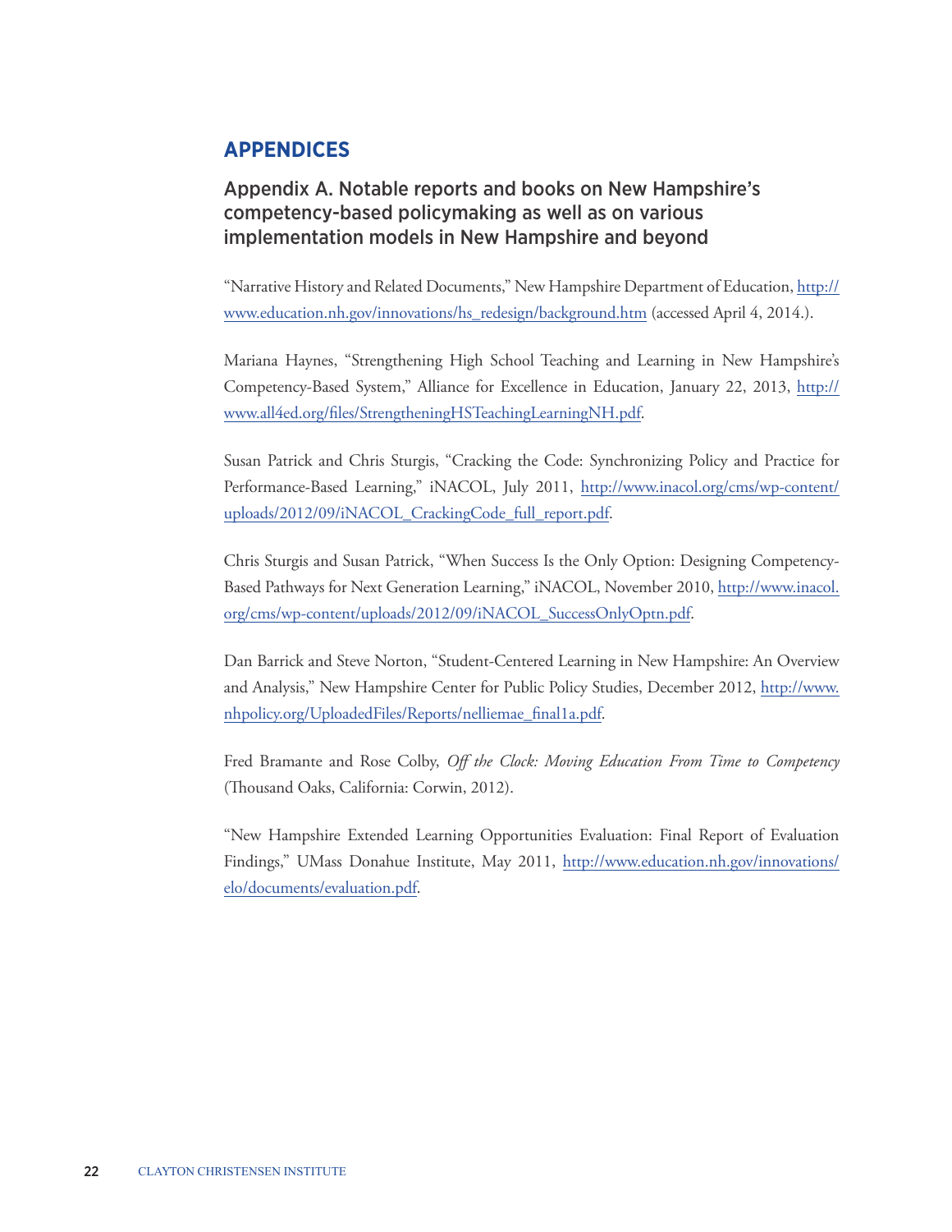## APPENDICES

### Appendix A. Notable reports and books on New Hampshire's competency-based policymaking as well as on various implementation models in New Hampshire and beyond

"Narrative History and Related Documents," New Hampshire Department of Education, http://www.education.nh.gov/innovations/hs_redesign/background.htm (accessed April 4, 2014.).

Mariana Haynes, "Strengthening High School Teaching and Learning in New Hampshire's Competency-Based System," Alliance for Excellence in Education, January 22, 2013, http://www.all4ed.org/files/StrengtheningHSTeachingLearningNH.pdf.

Susan Patrick and Chris Sturgis, "Cracking the Code: Synchronizing Policy and Practice for Performance-Based Learning," iNACOL, July 2011, http://www.inacol.org/cms/wp-content/uploads/2012/09/iNACOL_CrackingCode_full_report.pdf.

Chris Sturgis and Susan Patrick, "When Success Is the Only Option: Designing Competency-Based Pathways for Next Generation Learning," iNACOL, November 2010, http://www.inacol.org/cms/wp-content/uploads/2012/09/iNACOL_SuccessOnlyOptn.pdf.

Dan Barrick and Steve Norton, "Student-Centered Learning in New Hampshire: An Overview and Analysis," New Hampshire Center for Public Policy Studies, December 2012, http://www.nhpolicy.org/UploadedFiles/Reports/nelliemae_final1a.pdf.

Fred Bramante and Rose Colby, *Off the Clock: Moving Education From Time to Competency* (Thousand Oaks, California: Corwin, 2012).

"New Hampshire Extended Learning Opportunities Evaluation: Final Report of Evaluation Findings," UMass Donahue Institute, May 2011, http://www.education.nh.gov/innovations/elo/documents/evaluation.pdf.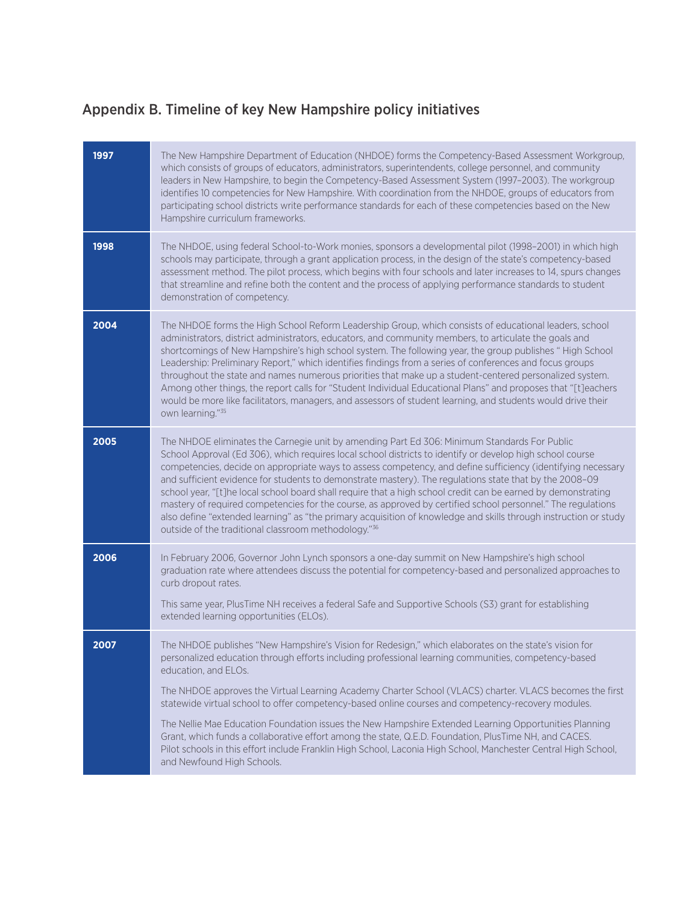## Appendix B. Timeline of key New Hampshire policy initiatives

| | |
|---|---|
| **1997** | The New Hampshire Department of Education (NHDOE) forms the Competency-Based Assessment Workgroup, which consists of groups of educators, administrators, superintendents, college personnel, and community leaders in New Hampshire, to begin the Competency-Based Assessment System (1997–2003). The workgroup identifies 10 competencies for New Hampshire. With coordination from the NHDOE, groups of educators from participating school districts write performance standards for each of these competencies based on the New Hampshire curriculum frameworks. |
| **1998** | The NHDOE, using federal School-to-Work monies, sponsors a developmental pilot (1998–2001) in which high schools may participate, through a grant application process, in the design of the state's competency-based assessment method. The pilot process, which begins with four schools and later increases to 14, spurs changes that streamline and refine both the content and the process of applying performance standards to student demonstration of competency. |
| **2004** | The NHDOE forms the High School Reform Leadership Group, which consists of educational leaders, school administrators, district administrators, educators, and community members, to articulate the goals and shortcomings of New Hampshire's high school system. The following year, the group publishes " High School Leadership: Preliminary Report," which identifies findings from a series of conferences and focus groups throughout the state and names numerous priorities that make up a student-centered personalized system. Among other things, the report calls for "Student Individual Educational Plans" and proposes that "[t]eachers would be more like facilitators, managers, and assessors of student learning, and students would drive their own learning."[35] |
| **2005** | The NHDOE eliminates the Carnegie unit by amending Part Ed 306: Minimum Standards For Public School Approval (Ed 306), which requires local school districts to identify or develop high school course competencies, decide on appropriate ways to assess competency, and define sufficiency (identifying necessary and sufficient evidence for students to demonstrate mastery). The regulations state that by the 2008–09 school year, "[t]he local school board shall require that a high school credit can be earned by demonstrating mastery of required competencies for the course, as approved by certified school personnel." The regulations also define "extended learning" as "the primary acquisition of knowledge and skills through instruction or study outside of the traditional classroom methodology."[36] |
| **2006** | In February 2006, Governor John Lynch sponsors a one-day summit on New Hampshire's high school graduation rate where attendees discuss the potential for competency-based and personalized approaches to curb dropout rates.<br><br>This same year, PlusTime NH receives a federal Safe and Supportive Schools (S3) grant for establishing extended learning opportunities (ELOs). |
| **2007** | The NHDOE publishes "New Hampshire's Vision for Redesign," which elaborates on the state's vision for personalized education through efforts including professional learning communities, competency-based education, and ELOs.<br><br>The NHDOE approves the Virtual Learning Academy Charter School (VLACS) charter. VLACS becomes the first statewide virtual school to offer competency-based online courses and competency-recovery modules.<br><br>The Nellie Mae Education Foundation issues the New Hampshire Extended Learning Opportunities Planning Grant, which funds a collaborative effort among the state, Q.E.D. Foundation, PlusTime NH, and CACES. Pilot schools in this effort include Franklin High School, Laconia High School, Manchester Central High School, and Newfound High Schools. |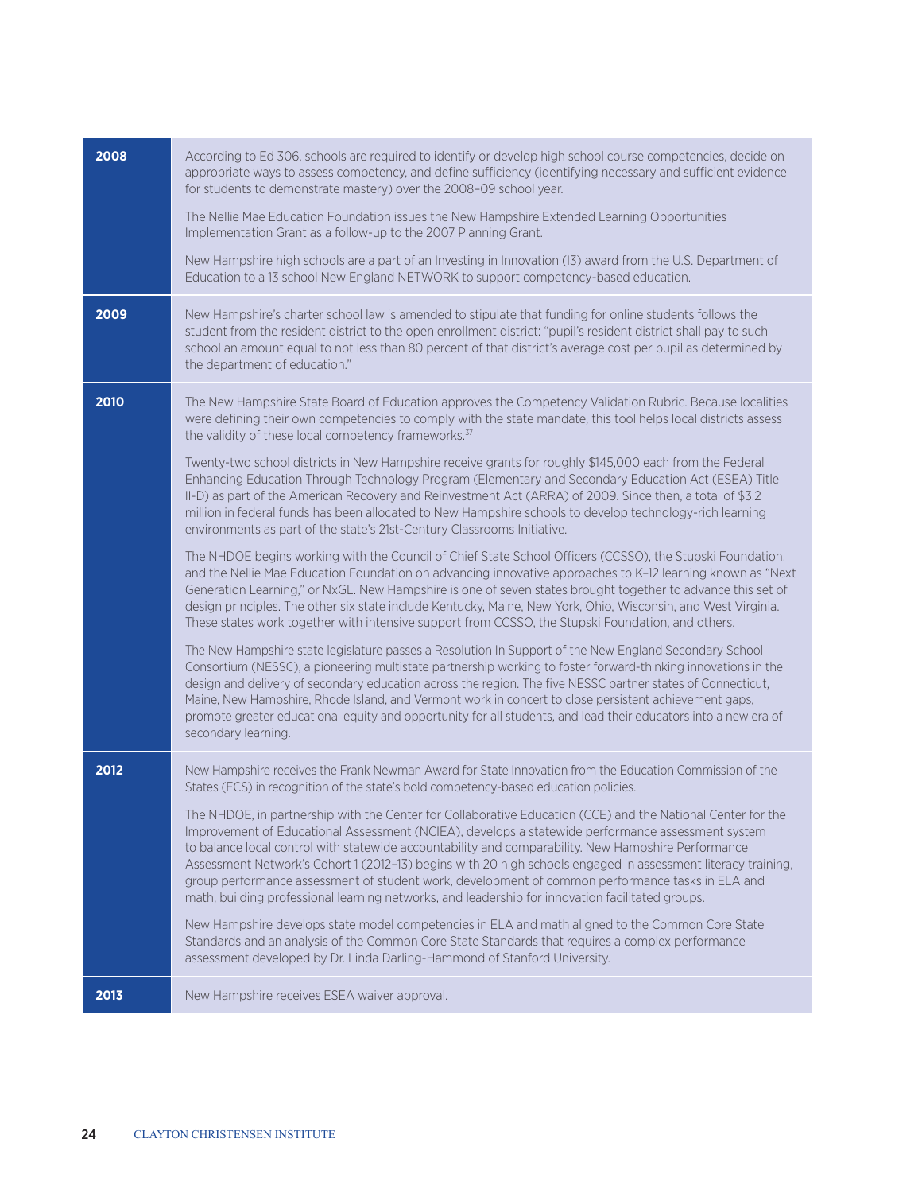| | |
|---|---|
| **2008** | According to Ed 306, schools are required to identify or develop high school course competencies, decide on appropriate ways to assess competency, and define sufficiency (identifying necessary and sufficient evidence for students to demonstrate mastery) over the 2008–09 school year.<br><br>The Nellie Mae Education Foundation issues the New Hampshire Extended Learning Opportunities Implementation Grant as a follow-up to the 2007 Planning Grant.<br><br>New Hampshire high schools are a part of an Investing in Innovation (I3) award from the U.S. Department of Education to a 13 school New England NETWORK to support competency-based education. |
| **2009** | New Hampshire's charter school law is amended to stipulate that funding for online students follows the student from the resident district to the open enrollment district: "pupil's resident district shall pay to such school an amount equal to not less than 80 percent of that district's average cost per pupil as determined by the department of education." |
| **2010** | The New Hampshire State Board of Education approves the Competency Validation Rubric. Because localities were defining their own competencies to comply with the state mandate, this tool helps local districts assess the validity of these local competency frameworks.[37]<br><br>Twenty-two school districts in New Hampshire receive grants for roughly $145,000 each from the Federal Enhancing Education Through Technology Program (Elementary and Secondary Education Act (ESEA) Title II-D) as part of the American Recovery and Reinvestment Act (ARRA) of 2009. Since then, a total of $3.2 million in federal funds has been allocated to New Hampshire schools to develop technology-rich learning environments as part of the state's 21st-Century Classrooms Initiative.<br><br>The NHDOE begins working with the Council of Chief State School Officers (CCSSO), the Stupski Foundation, and the Nellie Mae Education Foundation on advancing innovative approaches to K–12 learning known as "Next Generation Learning," or NxGL. New Hampshire is one of seven states brought together to advance this set of design principles. The other six state include Kentucky, Maine, New York, Ohio, Wisconsin, and West Virginia. These states work together with intensive support from CCSSO, the Stupski Foundation, and others.<br><br>The New Hampshire state legislature passes a Resolution In Support of the New England Secondary School Consortium (NESSC), a pioneering multistate partnership working to foster forward-thinking innovations in the design and delivery of secondary education across the region. The five NESSC partner states of Connecticut, Maine, New Hampshire, Rhode Island, and Vermont work in concert to close persistent achievement gaps, promote greater educational equity and opportunity for all students, and lead their educators into a new era of secondary learning. |
| **2012** | New Hampshire receives the Frank Newman Award for State Innovation from the Education Commission of the States (ECS) in recognition of the state's bold competency-based education policies.<br><br>The NHDOE, in partnership with the Center for Collaborative Education (CCE) and the National Center for the Improvement of Educational Assessment (NCIEA), develops a statewide performance assessment system to balance local control with statewide accountability and comparability. New Hampshire Performance Assessment Network's Cohort 1 (2012–13) begins with 20 high schools engaged in assessment literacy training, group performance assessment of student work, development of common performance tasks in ELA and math, building professional learning networks, and leadership for innovation facilitated groups.<br><br>New Hampshire develops state model competencies in ELA and math aligned to the Common Core State Standards and an analysis of the Common Core State Standards that requires a complex performance assessment developed by Dr. Linda Darling-Hammond of Stanford University. |
| **2013** | New Hampshire receives ESEA waiver approval. |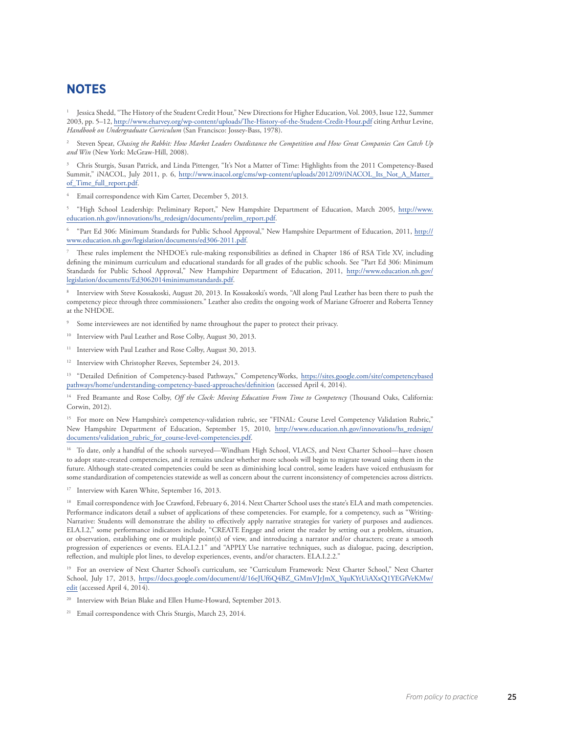# NOTES

[1] Jessica Shedd, "The History of the Student Credit Hour," New Directions for Higher Education, Vol. 2003, Issue 122, Summer 2003, pp. 5–12, http://www.eharvey.org/wp-content/uploads/The-History-of-the-Student-Credit-Hour.pdf citing Arthur Levine, *Handbook on Undergraduate Curriculum* (San Francisco: Jossey-Bass, 1978).

[2] Steven Spear, *Chasing the Rabbit: How Market Leaders Outdistance the Competition and How Great Companies Can Catch Up and Win* (New York: McGraw-Hill, 2008).

[3] Chris Sturgis, Susan Patrick, and Linda Pittenger, "It's Not a Matter of Time: Highlights from the 2011 Competency-Based Summit," iNACOL, July 2011, p. 6, http://www.inacol.org/cms/wp-content/uploads/2012/09/iNACOL_Its_Not_A_Matter_of_Time_full_report.pdf.

[4] Email correspondence with Kim Carter, December 5, 2013.

[5] "High School Leadership: Preliminary Report," New Hampshire Department of Education, March 2005, http://www.education.nh.gov/innovations/hs_redesign/documents/prelim_report.pdf.

[6] "Part Ed 306: Minimum Standards for Public School Approval," New Hampshire Department of Education, 2011, http://www.education.nh.gov/legislation/documents/ed306-2011.pdf.

[7] These rules implement the NHDOE's rule-making responsibilities as defined in Chapter 186 of RSA Title XV, including defining the minimum curriculum and educational standards for all grades of the public schools. See "Part Ed 306: Minimum Standards for Public School Approval," New Hampshire Department of Education, 2011, http://www.education.nh.gov/legislation/documents/Ed3062014minimumstandards.pdf.

[8] Interview with Steve Kossakoski, August 20, 2013. In Kossakoski's words, "All along Paul Leather has been there to push the competency piece through three commissioners." Leather also credits the ongoing work of Mariane Gfroerer and Roberta Tenney at the NHDOE.

[9] Some interviewees are not identified by name throughout the paper to protect their privacy.

[10] Interview with Paul Leather and Rose Colby, August 30, 2013.

[11] Interview with Paul Leather and Rose Colby, August 30, 2013.

[12] Interview with Christopher Reeves, September 24, 2013.

[13] "Detailed Definition of Competency-based Pathways," CompetencyWorks, https://sites.google.com/site/competencybasedpathways/home/understanding-competency-based-approaches/definition (accessed April 4, 2014).

[14] Fred Bramante and Rose Colby, *Off the Clock: Moving Education From Time to Competency* (Thousand Oaks, California: Corwin, 2012).

[15] For more on New Hampshire's competency-validation rubric, see "FINAL: Course Level Competency Validation Rubric," New Hampshire Department of Education, September 15, 2010, http://www.education.nh.gov/innovations/hs_redesign/documents/validation_rubric_for_course-level-competencies.pdf.

[16] To date, only a handful of the schools surveyed—Windham High School, VLACS, and Next Charter School—have chosen to adopt state-created competencies, and it remains unclear whether more schools will begin to migrate toward using them in the future. Although state-created competencies could be seen as diminishing local control, some leaders have voiced enthusiasm for some standardization of competencies statewide as well as concern about the current inconsistency of competencies across districts.

[17] Interview with Karen White, September 16, 2013.

[18] Email correspondence with Joe Crawford, February 6, 2014. Next Charter School uses the state's ELA and math competencies. Performance indicators detail a subset of applications of these competencies. For example, for a competency, such as "Writing-Narrative: Students will demonstrate the ability to effectively apply narrative strategies for variety of purposes and audiences. ELA.I.2," some performance indicators include, "CREATE Engage and orient the reader by setting out a problem, situation, or observation, establishing one or multiple point(s) of view, and introducing a narrator and/or characters; create a smooth progression of experiences or events. ELA.I.2.1" and "APPLY Use narrative techniques, such as dialogue, pacing, description, reflection, and multiple plot lines, to develop experiences, events, and/or characters. ELA.I.2.2."

[19] For an overview of Next Charter School's curriculum, see "Curriculum Framework: Next Charter School," Next Charter School, July 17, 2013, https://docs.google.com/document/d/16eJUf6Q4BZ_GMmVJrJmX_YquKYtUiAXxQ1YEGfVeKMw/edit (accessed April 4, 2014).

[20] Interview with Brian Blake and Ellen Hume-Howard, September 2013.

[21] Email correspondence with Chris Sturgis, March 23, 2014.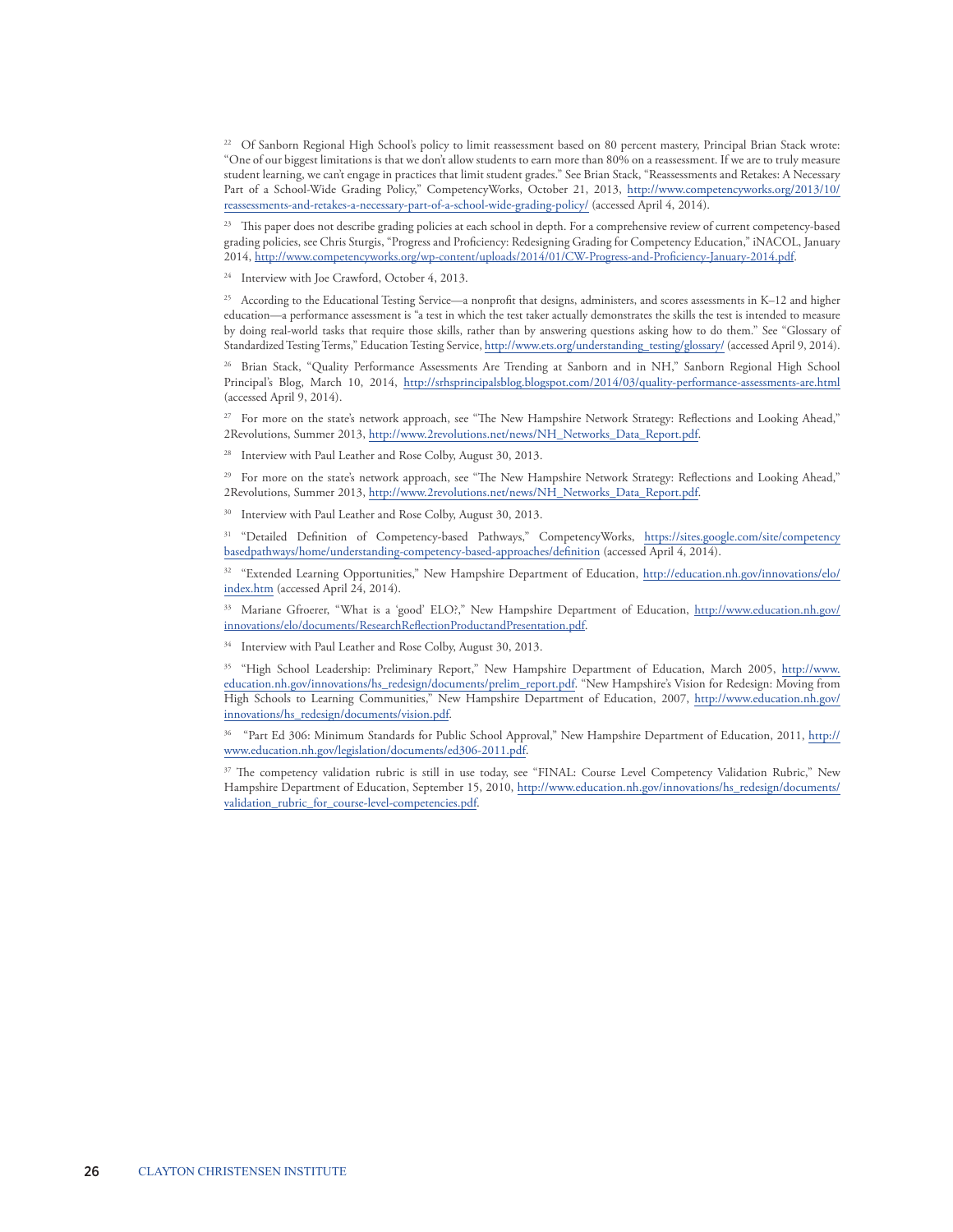[22] Of Sanborn Regional High School's policy to limit reassessment based on 80 percent mastery, Principal Brian Stack wrote: "One of our biggest limitations is that we don't allow students to earn more than 80% on a reassessment. If we are to truly measure student learning, we can't engage in practices that limit student grades." See Brian Stack, "Reassessments and Retakes: A Necessary Part of a School-Wide Grading Policy," CompetencyWorks, October 21, 2013, http://www.competencyworks.org/2013/10/reassessments-and-retakes-a-necessary-part-of-a-school-wide-grading-policy/ (accessed April 4, 2014).

[23] This paper does not describe grading policies at each school in depth. For a comprehensive review of current competency-based grading policies, see Chris Sturgis, "Progress and Proficiency: Redesigning Grading for Competency Education," iNACOL, January 2014, http://www.competencyworks.org/wp-content/uploads/2014/01/CW-Progress-and-Proficiency-January-2014.pdf.

[24] Interview with Joe Crawford, October 4, 2013.

[25] According to the Educational Testing Service—a nonprofit that designs, administers, and scores assessments in K–12 and higher education—a performance assessment is "a test in which the test taker actually demonstrates the skills the test is intended to measure by doing real-world tasks that require those skills, rather than by answering questions asking how to do them." See "Glossary of Standardized Testing Terms," Education Testing Service, http://www.ets.org/understanding_testing/glossary/ (accessed April 9, 2014).

[26] Brian Stack, "Quality Performance Assessments Are Trending at Sanborn and in NH," Sanborn Regional High School Principal's Blog, March 10, 2014, http://srhsprincipalsblog.blogspot.com/2014/03/quality-performance-assessments-are.html (accessed April 9, 2014).

[27] For more on the state's network approach, see "The New Hampshire Network Strategy: Reflections and Looking Ahead," 2Revolutions, Summer 2013, http://www.2revolutions.net/news/NH_Networks_Data_Report.pdf.

[28] Interview with Paul Leather and Rose Colby, August 30, 2013.

[29] For more on the state's network approach, see "The New Hampshire Network Strategy: Reflections and Looking Ahead," 2Revolutions, Summer 2013, http://www.2revolutions.net/news/NH_Networks_Data_Report.pdf.

[30] Interview with Paul Leather and Rose Colby, August 30, 2013.

[31] "Detailed Definition of Competency-based Pathways," CompetencyWorks, https://sites.google.com/site/competencybasedpathways/home/understanding-competency-based-approaches/definition (accessed April 4, 2014).

[32] "Extended Learning Opportunities," New Hampshire Department of Education, http://education.nh.gov/innovations/elo/index.htm (accessed April 24, 2014).

[33] Mariane Gfroerer, "What is a 'good' ELO?," New Hampshire Department of Education, http://www.education.nh.gov/innovations/elo/documents/ResearchReflectionProductandPresentation.pdf.

[34] Interview with Paul Leather and Rose Colby, August 30, 2013.

[35] "High School Leadership: Preliminary Report," New Hampshire Department of Education, March 2005, http://www.education.nh.gov/innovations/hs_redesign/documents/prelim_report.pdf. "New Hampshire's Vision for Redesign: Moving from High Schools to Learning Communities," New Hampshire Department of Education, 2007, http://www.education.nh.gov/innovations/hs_redesign/documents/vision.pdf.

[36] "Part Ed 306: Minimum Standards for Public School Approval," New Hampshire Department of Education, 2011, http://www.education.nh.gov/legislation/documents/ed306-2011.pdf.

[37] The competency validation rubric is still in use today, see "FINAL: Course Level Competency Validation Rubric," New Hampshire Department of Education, September 15, 2010, http://www.education.nh.gov/innovations/hs_redesign/documents/validation_rubric_for_course-level-competencies.pdf.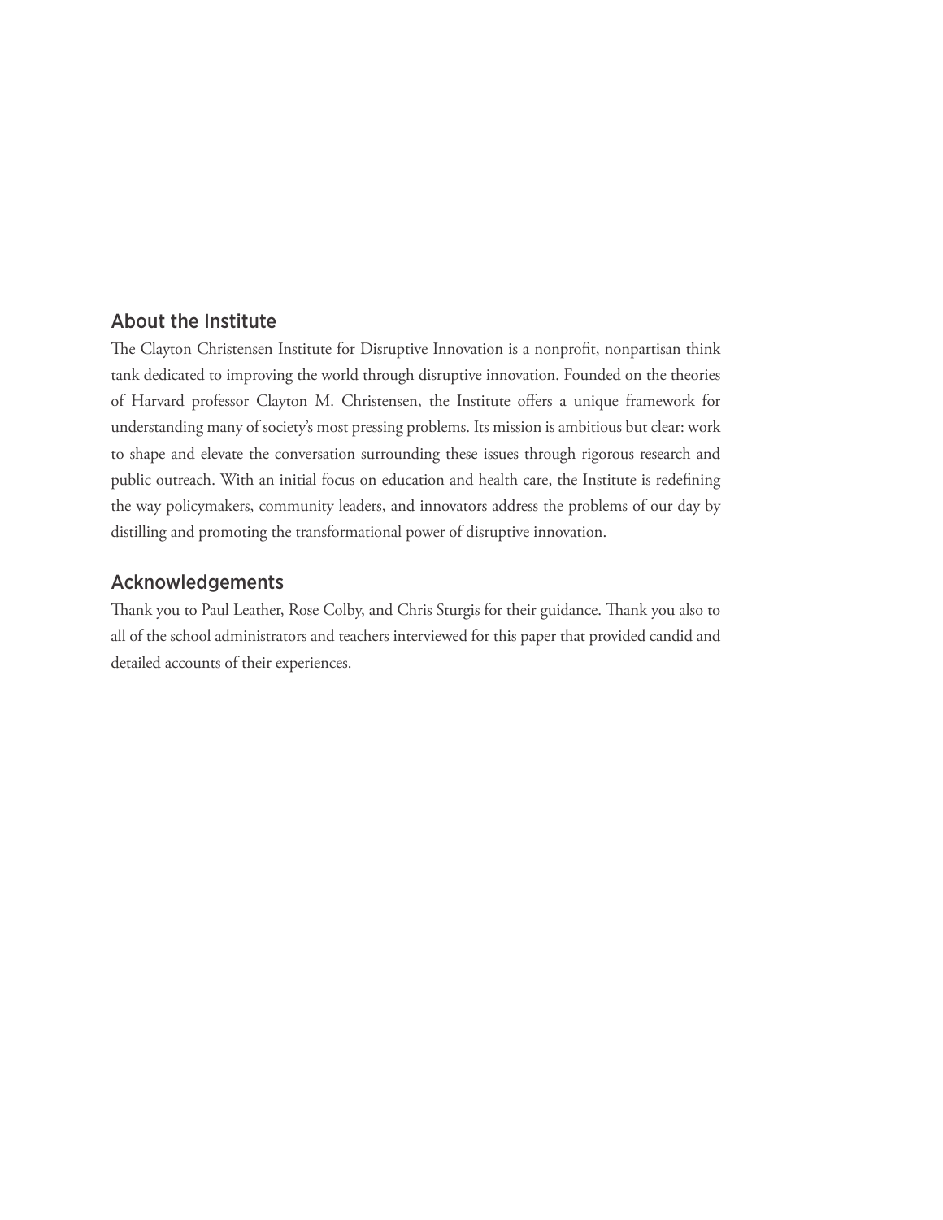## About the Institute

The Clayton Christensen Institute for Disruptive Innovation is a nonprofit, nonpartisan think tank dedicated to improving the world through disruptive innovation. Founded on the theories of Harvard professor Clayton M. Christensen, the Institute offers a unique framework for understanding many of society's most pressing problems. Its mission is ambitious but clear: work to shape and elevate the conversation surrounding these issues through rigorous research and public outreach. With an initial focus on education and health care, the Institute is redefining the way policymakers, community leaders, and innovators address the problems of our day by distilling and promoting the transformational power of disruptive innovation.

## Acknowledgements

Thank you to Paul Leather, Rose Colby, and Chris Sturgis for their guidance. Thank you also to all of the school administrators and teachers interviewed for this paper that provided candid and detailed accounts of their experiences.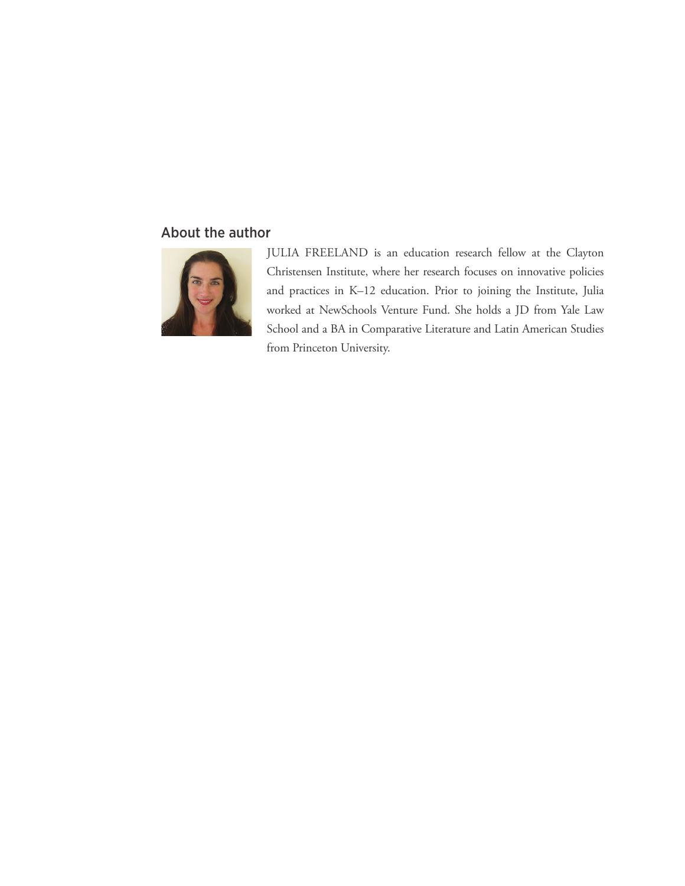## About the author

JULIA FREELAND is an education research fellow at the Clayton Christensen Institute, where her research focuses on innovative policies and practices in K–12 education. Prior to joining the Institute, Julia worked at NewSchools Venture Fund. She holds a JD from Yale Law School and a BA in Comparative Literature and Latin American Studies from Princeton University.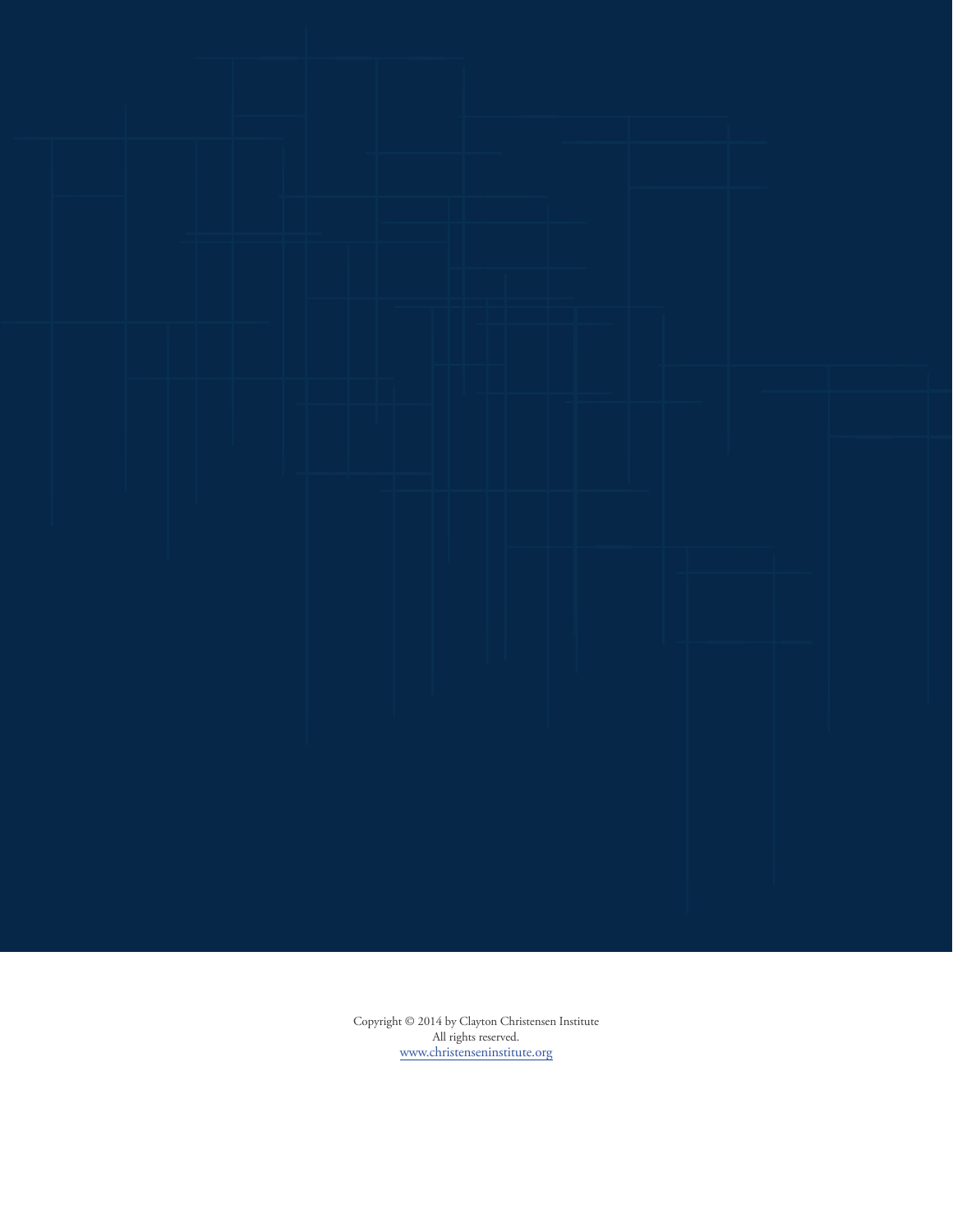Copyright © 2014 by Clayton Christensen Institute
All rights reserved.
[www.christenseninstitute.org](http://www.christenseninstitute.org)